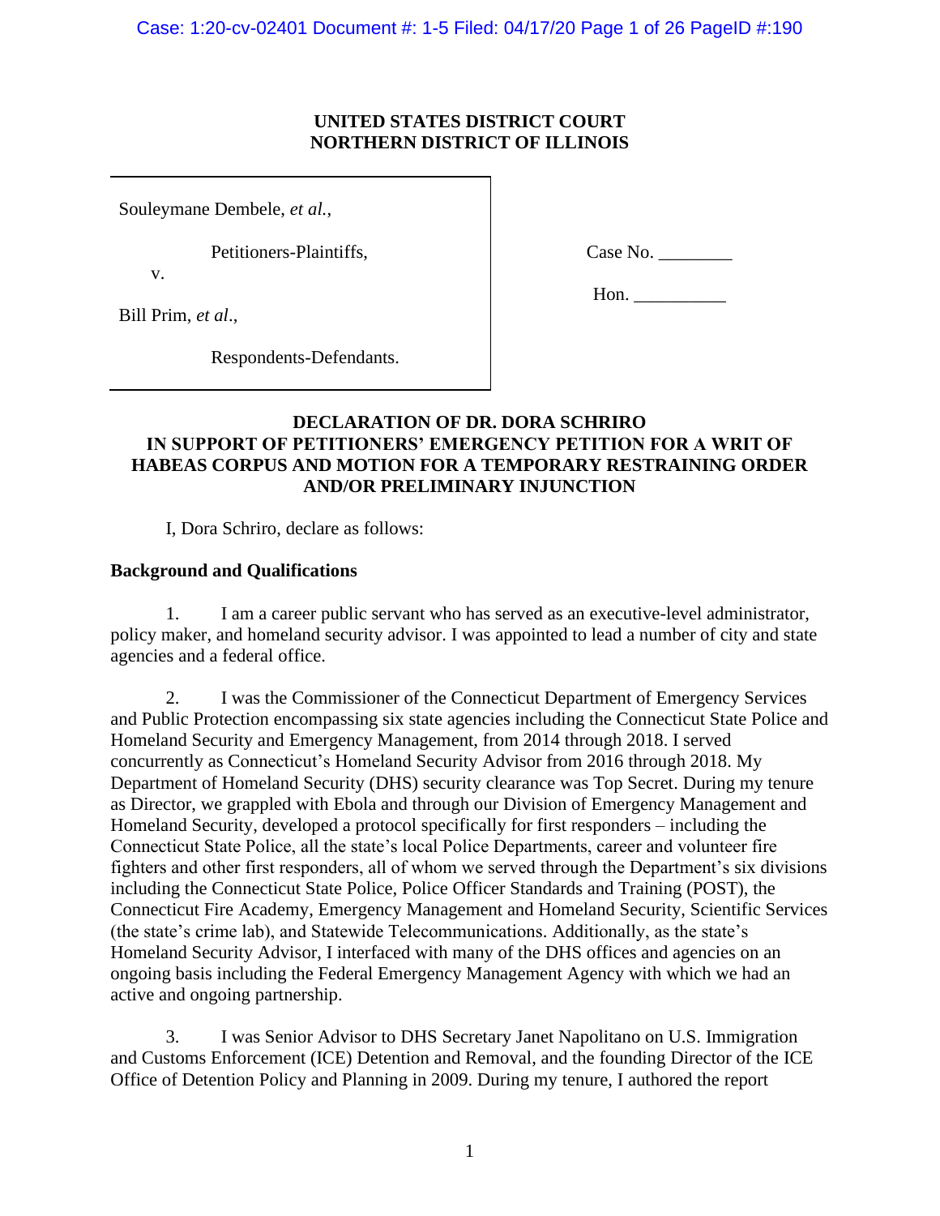**UNITED STATES DISTRICT COURT**
**NORTHERN DISTRICT OF ILLINOIS**

| | |
|---|---|
| Souleymane Dembele, *et al.*,<br><br>Petitioners-Plaintiffs,<br><br>v.<br><br>Bill Prim, *et al*.,<br><br>Respondents-Defendants. | Case No. ________<br><br>Hon. __________ |

**DECLARATION OF DR. DORA SCHRIRO IN SUPPORT OF PETITIONERS' EMERGENCY PETITION FOR A WRIT OF HABEAS CORPUS AND MOTION FOR A TEMPORARY RESTRAINING ORDER AND/OR PRELIMINARY INJUNCTION**

I, Dora Schriro, declare as follows:

**Background and Qualifications**

1. I am a career public servant who has served as an executive-level administrator, policy maker, and homeland security advisor. I was appointed to lead a number of city and state agencies and a federal office.

2. I was the Commissioner of the Connecticut Department of Emergency Services and Public Protection encompassing six state agencies including the Connecticut State Police and Homeland Security and Emergency Management, from 2014 through 2018. I served concurrently as Connecticut's Homeland Security Advisor from 2016 through 2018. My Department of Homeland Security (DHS) security clearance was Top Secret. During my tenure as Director, we grappled with Ebola and through our Division of Emergency Management and Homeland Security, developed a protocol specifically for first responders – including the Connecticut State Police, all the state's local Police Departments, career and volunteer fire fighters and other first responders, all of whom we served through the Department's six divisions including the Connecticut State Police, Police Officer Standards and Training (POST), the Connecticut Fire Academy, Emergency Management and Homeland Security, Scientific Services (the state's crime lab), and Statewide Telecommunications. Additionally, as the state's Homeland Security Advisor, I interfaced with many of the DHS offices and agencies on an ongoing basis including the Federal Emergency Management Agency with which we had an active and ongoing partnership.

3. I was Senior Advisor to DHS Secretary Janet Napolitano on U.S. Immigration and Customs Enforcement (ICE) Detention and Removal, and the founding Director of the ICE Office of Detention Policy and Planning in 2009. During my tenure, I authored the report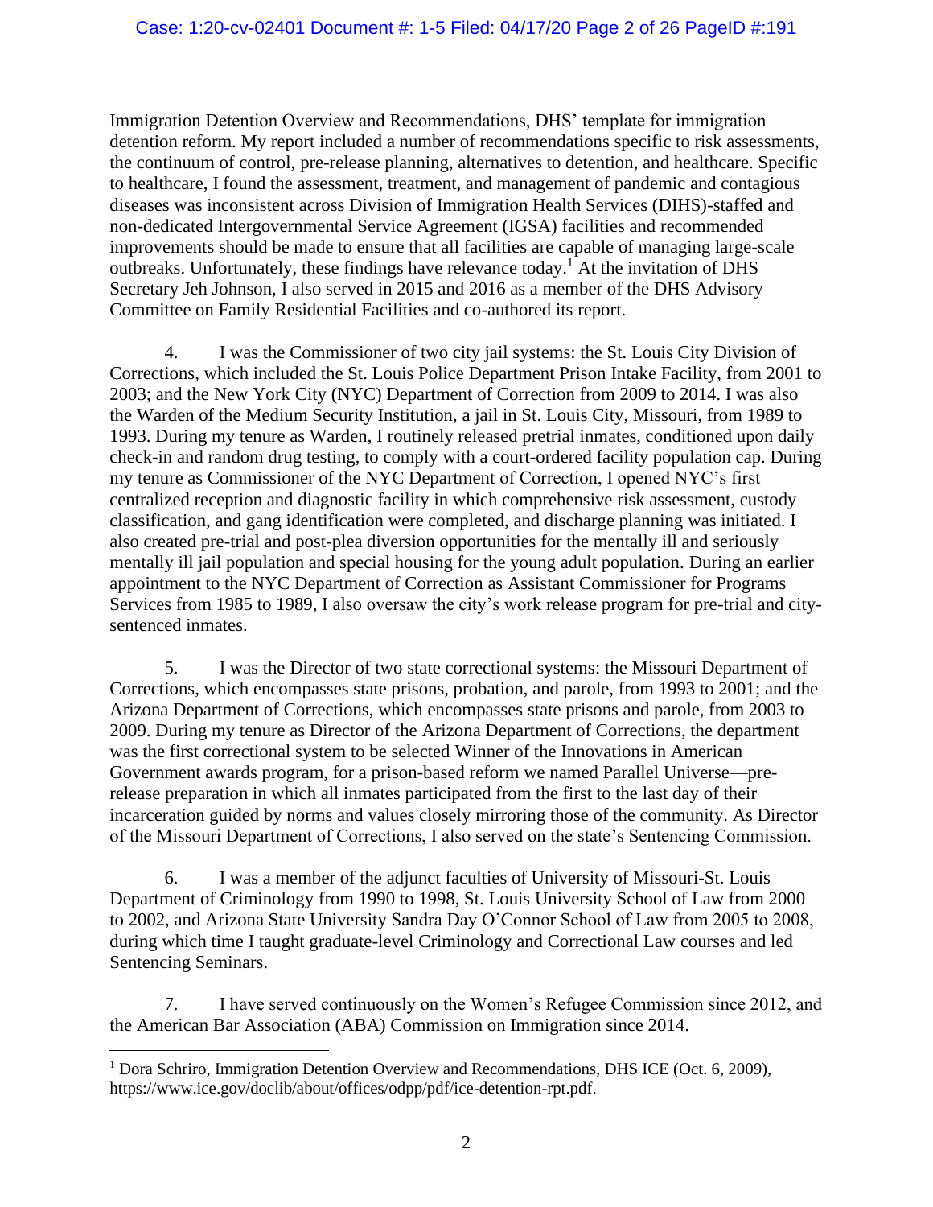Immigration Detention Overview and Recommendations, DHS' template for immigration detention reform. My report included a number of recommendations specific to risk assessments, the continuum of control, pre-release planning, alternatives to detention, and healthcare. Specific to healthcare, I found the assessment, treatment, and management of pandemic and contagious diseases was inconsistent across Division of Immigration Health Services (DIHS)-staffed and non-dedicated Intergovernmental Service Agreement (IGSA) facilities and recommended improvements should be made to ensure that all facilities are capable of managing large-scale outbreaks. Unfortunately, these findings have relevance today.[1] At the invitation of DHS Secretary Jeh Johnson, I also served in 2015 and 2016 as a member of the DHS Advisory Committee on Family Residential Facilities and co-authored its report.

4. I was the Commissioner of two city jail systems: the St. Louis City Division of Corrections, which included the St. Louis Police Department Prison Intake Facility, from 2001 to 2003; and the New York City (NYC) Department of Correction from 2009 to 2014. I was also the Warden of the Medium Security Institution, a jail in St. Louis City, Missouri, from 1989 to 1993. During my tenure as Warden, I routinely released pretrial inmates, conditioned upon daily check-in and random drug testing, to comply with a court-ordered facility population cap. During my tenure as Commissioner of the NYC Department of Correction, I opened NYC's first centralized reception and diagnostic facility in which comprehensive risk assessment, custody classification, and gang identification were completed, and discharge planning was initiated. I also created pre-trial and post-plea diversion opportunities for the mentally ill and seriously mentally ill jail population and special housing for the young adult population. During an earlier appointment to the NYC Department of Correction as Assistant Commissioner for Programs Services from 1985 to 1989, I also oversaw the city's work release program for pre-trial and city-sentenced inmates.

5. I was the Director of two state correctional systems: the Missouri Department of Corrections, which encompasses state prisons, probation, and parole, from 1993 to 2001; and the Arizona Department of Corrections, which encompasses state prisons and parole, from 2003 to 2009. During my tenure as Director of the Arizona Department of Corrections, the department was the first correctional system to be selected Winner of the Innovations in American Government awards program, for a prison-based reform we named Parallel Universe—pre-release preparation in which all inmates participated from the first to the last day of their incarceration guided by norms and values closely mirroring those of the community. As Director of the Missouri Department of Corrections, I also served on the state's Sentencing Commission.

6. I was a member of the adjunct faculties of University of Missouri-St. Louis Department of Criminology from 1990 to 1998, St. Louis University School of Law from 2000 to 2002, and Arizona State University Sandra Day O'Connor School of Law from 2005 to 2008, during which time I taught graduate-level Criminology and Correctional Law courses and led Sentencing Seminars.

7. I have served continuously on the Women's Refugee Commission since 2012, and the American Bar Association (ABA) Commission on Immigration since 2014.

---

[1] Dora Schriro, Immigration Detention Overview and Recommendations, DHS ICE (Oct. 6, 2009), https://www.ice.gov/doclib/about/offices/odpp/pdf/ice-detention-rpt.pdf.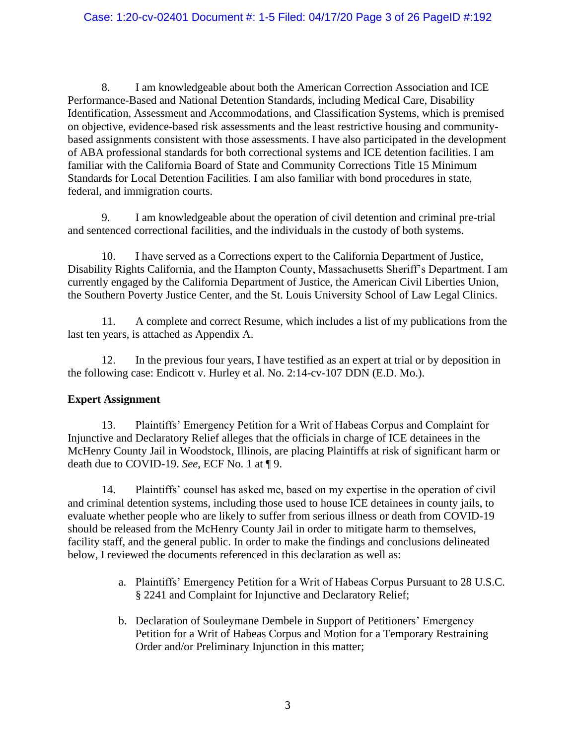8. I am knowledgeable about both the American Correction Association and ICE Performance-Based and National Detention Standards, including Medical Care, Disability Identification, Assessment and Accommodations, and Classification Systems, which is premised on objective, evidence-based risk assessments and the least restrictive housing and community-based assignments consistent with those assessments. I have also participated in the development of ABA professional standards for both correctional systems and ICE detention facilities. I am familiar with the California Board of State and Community Corrections Title 15 Minimum Standards for Local Detention Facilities. I am also familiar with bond procedures in state, federal, and immigration courts.

9. I am knowledgeable about the operation of civil detention and criminal pre-trial and sentenced correctional facilities, and the individuals in the custody of both systems.

10. I have served as a Corrections expert to the California Department of Justice, Disability Rights California, and the Hampton County, Massachusetts Sheriff's Department. I am currently engaged by the California Department of Justice, the American Civil Liberties Union, the Southern Poverty Justice Center, and the St. Louis University School of Law Legal Clinics.

11. A complete and correct Resume, which includes a list of my publications from the last ten years, is attached as Appendix A.

12. In the previous four years, I have testified as an expert at trial or by deposition in the following case: Endicott v. Hurley et al. No. 2:14-cv-107 DDN (E.D. Mo.).

**Expert Assignment**

13. Plaintiffs' Emergency Petition for a Writ of Habeas Corpus and Complaint for Injunctive and Declaratory Relief alleges that the officials in charge of ICE detainees in the McHenry County Jail in Woodstock, Illinois, are placing Plaintiffs at risk of significant harm or death due to COVID-19. *See*, ECF No. 1 at ¶ 9.

14. Plaintiffs' counsel has asked me, based on my expertise in the operation of civil and criminal detention systems, including those used to house ICE detainees in county jails, to evaluate whether people who are likely to suffer from serious illness or death from COVID-19 should be released from the McHenry County Jail in order to mitigate harm to themselves, facility staff, and the general public. In order to make the findings and conclusions delineated below, I reviewed the documents referenced in this declaration as well as:

a. Plaintiffs' Emergency Petition for a Writ of Habeas Corpus Pursuant to 28 U.S.C. § 2241 and Complaint for Injunctive and Declaratory Relief;

b. Declaration of Souleymane Dembele in Support of Petitioners' Emergency Petition for a Writ of Habeas Corpus and Motion for a Temporary Restraining Order and/or Preliminary Injunction in this matter;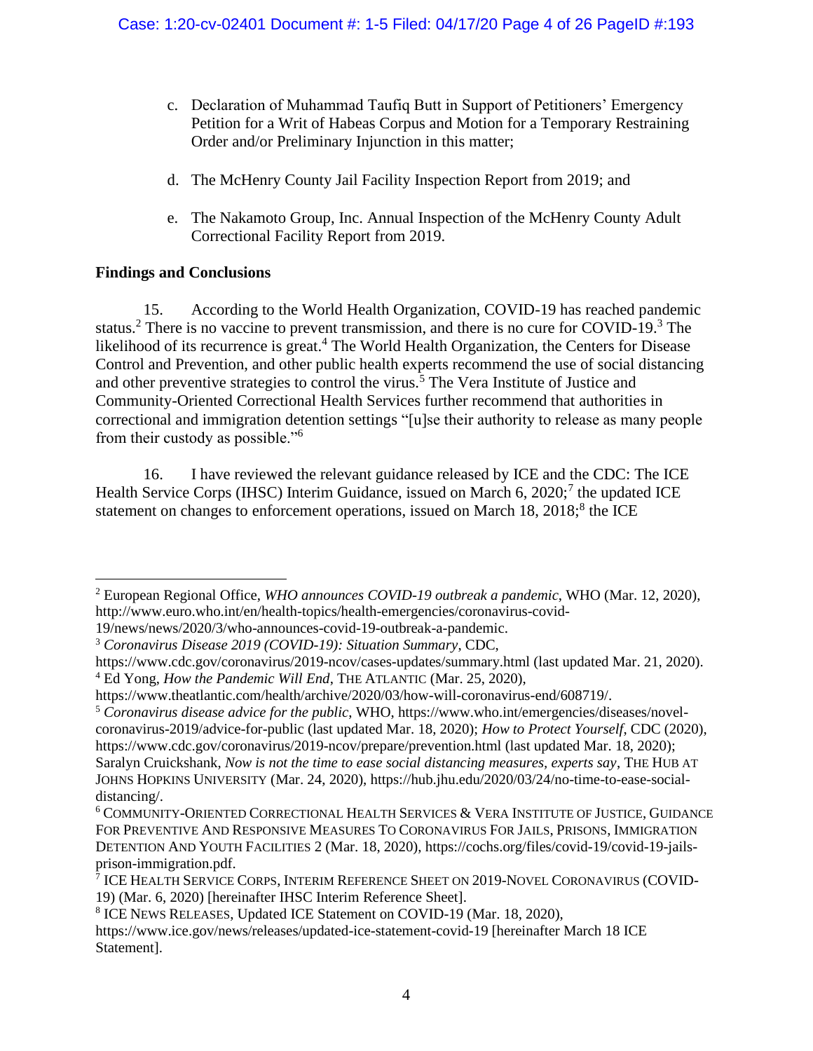c. Declaration of Muhammad Taufiq Butt in Support of Petitioners' Emergency Petition for a Writ of Habeas Corpus and Motion for a Temporary Restraining Order and/or Preliminary Injunction in this matter;

d. The McHenry County Jail Facility Inspection Report from 2019; and

e. The Nakamoto Group, Inc. Annual Inspection of the McHenry County Adult Correctional Facility Report from 2019.

**Findings and Conclusions**

15. According to the World Health Organization, COVID-19 has reached pandemic status.[2] There is no vaccine to prevent transmission, and there is no cure for COVID-19.[3] The likelihood of its recurrence is great.[4] The World Health Organization, the Centers for Disease Control and Prevention, and other public health experts recommend the use of social distancing and other preventive strategies to control the virus.[5] The Vera Institute of Justice and Community-Oriented Correctional Health Services further recommend that authorities in correctional and immigration detention settings "[u]se their authority to release as many people from their custody as possible."[6]

16. I have reviewed the relevant guidance released by ICE and the CDC: The ICE Health Service Corps (IHSC) Interim Guidance, issued on March 6, 2020;[7] the updated ICE statement on changes to enforcement operations, issued on March 18, 2018;[8] the ICE

---

[2] European Regional Office, *WHO announces COVID-19 outbreak a pandemic*, WHO (Mar. 12, 2020), http://www.euro.who.int/en/health-topics/health-emergencies/coronavirus-covid-19/news/news/2020/3/who-announces-covid-19-outbreak-a-pandemic.

[3] *Coronavirus Disease 2019 (COVID-19): Situation Summary*, CDC, https://www.cdc.gov/coronavirus/2019-ncov/cases-updates/summary.html (last updated Mar. 21, 2020).

[4] Ed Yong, *How the Pandemic Will End*, THE ATLANTIC (Mar. 25, 2020), https://www.theatlantic.com/health/archive/2020/03/how-will-coronavirus-end/608719/.

[5] *Coronavirus disease advice for the public*, WHO, https://www.who.int/emergencies/diseases/novel-coronavirus-2019/advice-for-public (last updated Mar. 18, 2020); *How to Protect Yourself*, CDC (2020), https://www.cdc.gov/coronavirus/2019-ncov/prepare/prevention.html (last updated Mar. 18, 2020); Saralyn Cruickshank, *Now is not the time to ease social distancing measures, experts say*, THE HUB AT JOHNS HOPKINS UNIVERSITY (Mar. 24, 2020), https://hub.jhu.edu/2020/03/24/no-time-to-ease-social-distancing/.

[6] COMMUNITY-ORIENTED CORRECTIONAL HEALTH SERVICES & VERA INSTITUTE OF JUSTICE, GUIDANCE FOR PREVENTIVE AND RESPONSIVE MEASURES TO CORONAVIRUS FOR JAILS, PRISONS, IMMIGRATION DETENTION AND YOUTH FACILITIES 2 (Mar. 18, 2020), https://cochs.org/files/covid-19/covid-19-jails-prison-immigration.pdf.

[7] ICE HEALTH SERVICE CORPS, INTERIM REFERENCE SHEET ON 2019-NOVEL CORONAVIRUS (COVID-19) (Mar. 6, 2020) [hereinafter IHSC Interim Reference Sheet].

[8] ICE NEWS RELEASES, Updated ICE Statement on COVID-19 (Mar. 18, 2020), https://www.ice.gov/news/releases/updated-ice-statement-covid-19 [hereinafter March 18 ICE Statement].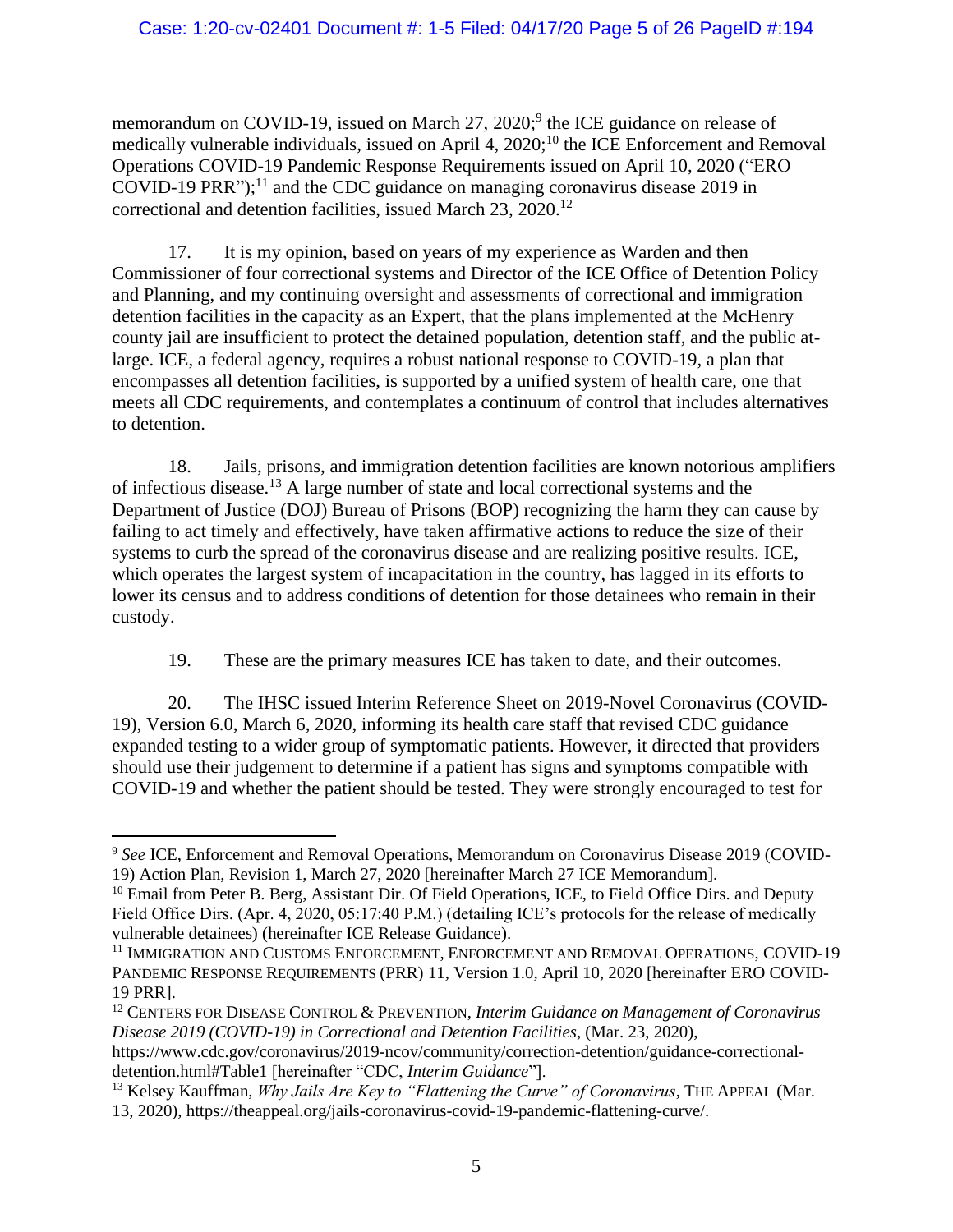memorandum on COVID-19, issued on March 27, 2020;[9] the ICE guidance on release of medically vulnerable individuals, issued on April 4, 2020;[10] the ICE Enforcement and Removal Operations COVID-19 Pandemic Response Requirements issued on April 10, 2020 ("ERO COVID-19 PRR");[11] and the CDC guidance on managing coronavirus disease 2019 in correctional and detention facilities, issued March 23, 2020.[12]

17. It is my opinion, based on years of my experience as Warden and then Commissioner of four correctional systems and Director of the ICE Office of Detention Policy and Planning, and my continuing oversight and assessments of correctional and immigration detention facilities in the capacity as an Expert, that the plans implemented at the McHenry county jail are insufficient to protect the detained population, detention staff, and the public at-large. ICE, a federal agency, requires a robust national response to COVID-19, a plan that encompasses all detention facilities, is supported by a unified system of health care, one that meets all CDC requirements, and contemplates a continuum of control that includes alternatives to detention.

18. Jails, prisons, and immigration detention facilities are known notorious amplifiers of infectious disease.[13] A large number of state and local correctional systems and the Department of Justice (DOJ) Bureau of Prisons (BOP) recognizing the harm they can cause by failing to act timely and effectively, have taken affirmative actions to reduce the size of their systems to curb the spread of the coronavirus disease and are realizing positive results. ICE, which operates the largest system of incapacitation in the country, has lagged in its efforts to lower its census and to address conditions of detention for those detainees who remain in their custody.

19. These are the primary measures ICE has taken to date, and their outcomes.

20. The IHSC issued Interim Reference Sheet on 2019-Novel Coronavirus (COVID-19), Version 6.0, March 6, 2020, informing its health care staff that revised CDC guidance expanded testing to a wider group of symptomatic patients. However, it directed that providers should use their judgement to determine if a patient has signs and symptoms compatible with COVID-19 and whether the patient should be tested. They were strongly encouraged to test for

---

[9] *See* ICE, Enforcement and Removal Operations, Memorandum on Coronavirus Disease 2019 (COVID-19) Action Plan, Revision 1, March 27, 2020 [hereinafter March 27 ICE Memorandum].

[10] Email from Peter B. Berg, Assistant Dir. Of Field Operations, ICE, to Field Office Dirs. and Deputy Field Office Dirs. (Apr. 4, 2020, 05:17:40 P.M.) (detailing ICE's protocols for the release of medically vulnerable detainees) (hereinafter ICE Release Guidance).

[11] IMMIGRATION AND CUSTOMS ENFORCEMENT, ENFORCEMENT AND REMOVAL OPERATIONS, COVID-19 PANDEMIC RESPONSE REQUIREMENTS (PRR) 11, Version 1.0, April 10, 2020 [hereinafter ERO COVID-19 PRR].

[12] CENTERS FOR DISEASE CONTROL & PREVENTION, *Interim Guidance on Management of Coronavirus Disease 2019 (COVID-19) in Correctional and Detention Facilities*, (Mar. 23, 2020), https://www.cdc.gov/coronavirus/2019-ncov/community/correction-detention/guidance-correctional-detention.html#Table1 [hereinafter "CDC, *Interim Guidance*"].

[13] Kelsey Kauffman, *Why Jails Are Key to "Flattening the Curve" of Coronavirus*, THE APPEAL (Mar. 13, 2020), https://theappeal.org/jails-coronavirus-covid-19-pandemic-flattening-curve/.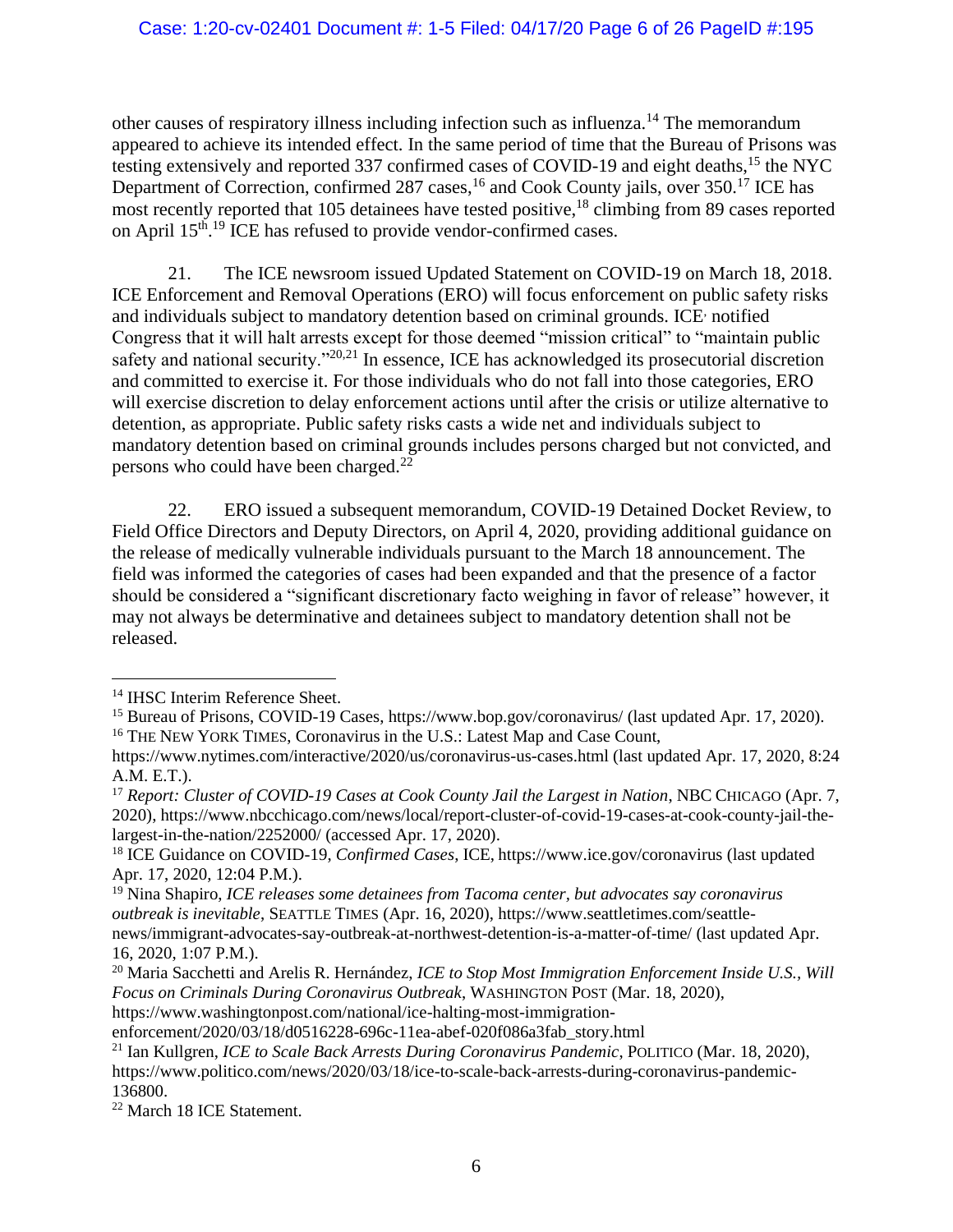other causes of respiratory illness including infection such as influenza.[14] The memorandum appeared to achieve its intended effect. In the same period of time that the Bureau of Prisons was testing extensively and reported 337 confirmed cases of COVID-19 and eight deaths,[15] the NYC Department of Correction, confirmed 287 cases,[16] and Cook County jails, over 350.[17] ICE has most recently reported that 105 detainees have tested positive,[18] climbing from 89 cases reported on April 15th.[19] ICE has refused to provide vendor-confirmed cases.

21. The ICE newsroom issued Updated Statement on COVID-19 on March 18, 2018. ICE Enforcement and Removal Operations (ERO) will focus enforcement on public safety risks and individuals subject to mandatory detention based on criminal grounds. ICE notified Congress that it will halt arrests except for those deemed "mission critical" to "maintain public safety and national security."[20,21] In essence, ICE has acknowledged its prosecutorial discretion and committed to exercise it. For those individuals who do not fall into those categories, ERO will exercise discretion to delay enforcement actions until after the crisis or utilize alternative to detention, as appropriate. Public safety risks casts a wide net and individuals subject to mandatory detention based on criminal grounds includes persons charged but not convicted, and persons who could have been charged.[22]

22. ERO issued a subsequent memorandum, COVID-19 Detained Docket Review, to Field Office Directors and Deputy Directors, on April 4, 2020, providing additional guidance on the release of medically vulnerable individuals pursuant to the March 18 announcement. The field was informed the categories of cases had been expanded and that the presence of a factor should be considered a "significant discretionary facto weighing in favor of release" however, it may not always be determinative and detainees subject to mandatory detention shall not be released.

---

[14] IHSC Interim Reference Sheet.

[15] Bureau of Prisons, COVID-19 Cases, https://www.bop.gov/coronavirus/ (last updated Apr. 17, 2020).

[16] THE NEW YORK TIMES, Coronavirus in the U.S.: Latest Map and Case Count, https://www.nytimes.com/interactive/2020/us/coronavirus-us-cases.html (last updated Apr. 17, 2020, 8:24 A.M. E.T.).

[17] *Report: Cluster of COVID-19 Cases at Cook County Jail the Largest in Nation*, NBC CHICAGO (Apr. 7, 2020), https://www.nbcchicago.com/news/local/report-cluster-of-covid-19-cases-at-cook-county-jail-the-largest-in-the-nation/2252000/ (accessed Apr. 17, 2020).

[18] ICE Guidance on COVID-19, *Confirmed Cases*, ICE, https://www.ice.gov/coronavirus (last updated Apr. 17, 2020, 12:04 P.M.).

[19] Nina Shapiro, *ICE releases some detainees from Tacoma center, but advocates say coronavirus outbreak is inevitable*, SEATTLE TIMES (Apr. 16, 2020), https://www.seattletimes.com/seattle-news/immigrant-advocates-say-outbreak-at-northwest-detention-is-a-matter-of-time/ (last updated Apr. 16, 2020, 1:07 P.M.).

[20] Maria Sacchetti and Arelis R. Hernández, *ICE to Stop Most Immigration Enforcement Inside U.S., Will Focus on Criminals During Coronavirus Outbreak*, WASHINGTON POST (Mar. 18, 2020), https://www.washingtonpost.com/national/ice-halting-most-immigration-enforcement/2020/03/18/d0516228-696c-11ea-abef-020f086a3fab_story.html

[21] Ian Kullgren, *ICE to Scale Back Arrests During Coronavirus Pandemic*, POLITICO (Mar. 18, 2020), https://www.politico.com/news/2020/03/18/ice-to-scale-back-arrests-during-coronavirus-pandemic-136800.

[22] March 18 ICE Statement.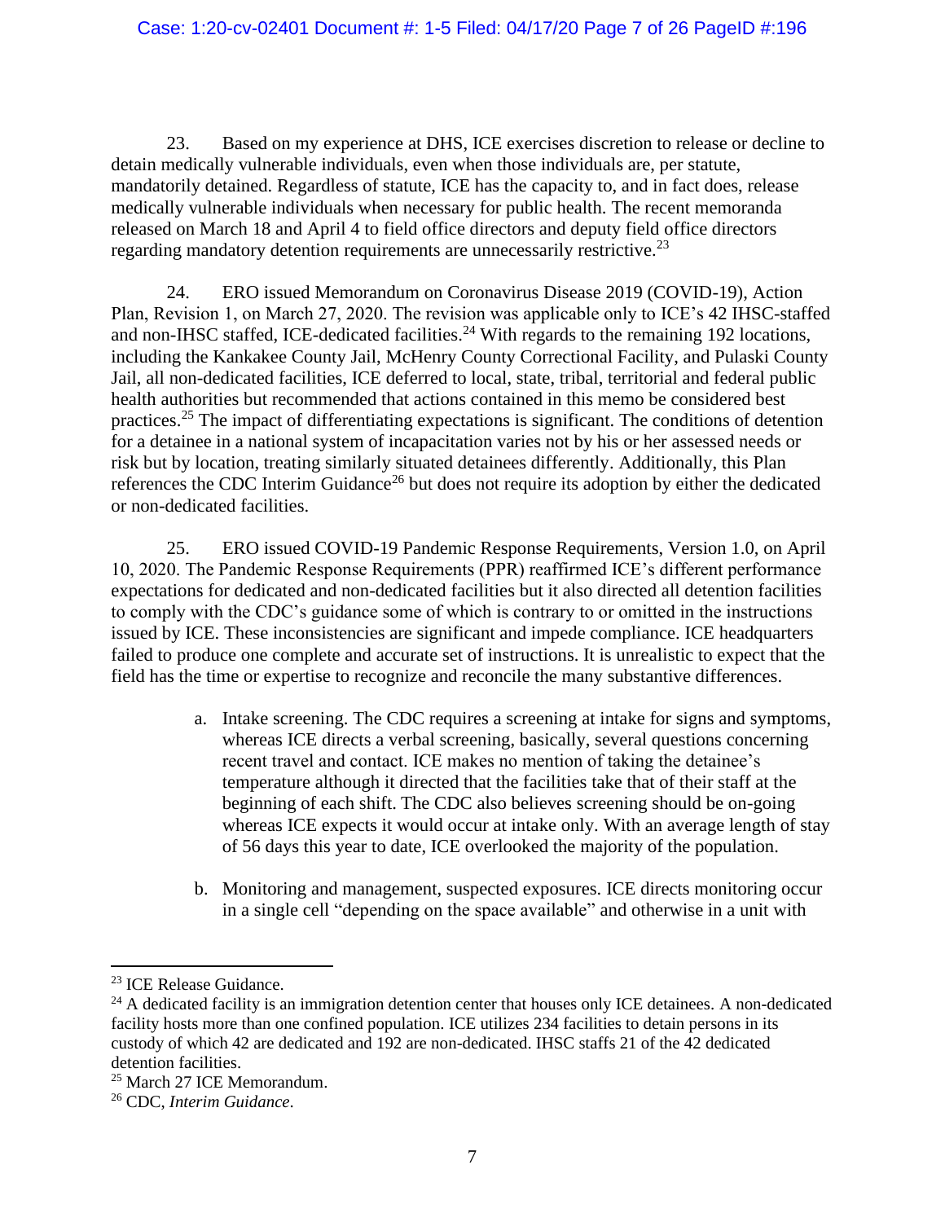23. Based on my experience at DHS, ICE exercises discretion to release or decline to detain medically vulnerable individuals, even when those individuals are, per statute, mandatorily detained. Regardless of statute, ICE has the capacity to, and in fact does, release medically vulnerable individuals when necessary for public health. The recent memoranda released on March 18 and April 4 to field office directors and deputy field office directors regarding mandatory detention requirements are unnecessarily restrictive.[23]

24. ERO issued Memorandum on Coronavirus Disease 2019 (COVID-19), Action Plan, Revision 1, on March 27, 2020. The revision was applicable only to ICE's 42 IHSC-staffed and non-IHSC staffed, ICE-dedicated facilities.[24] With regards to the remaining 192 locations, including the Kankakee County Jail, McHenry County Correctional Facility, and Pulaski County Jail, all non-dedicated facilities, ICE deferred to local, state, tribal, territorial and federal public health authorities but recommended that actions contained in this memo be considered best practices.[25] The impact of differentiating expectations is significant. The conditions of detention for a detainee in a national system of incapacitation varies not by his or her assessed needs or risk but by location, treating similarly situated detainees differently. Additionally, this Plan references the CDC Interim Guidance[26] but does not require its adoption by either the dedicated or non-dedicated facilities.

25. ERO issued COVID-19 Pandemic Response Requirements, Version 1.0, on April 10, 2020. The Pandemic Response Requirements (PPR) reaffirmed ICE's different performance expectations for dedicated and non-dedicated facilities but it also directed all detention facilities to comply with the CDC's guidance some of which is contrary to or omitted in the instructions issued by ICE. These inconsistencies are significant and impede compliance. ICE headquarters failed to produce one complete and accurate set of instructions. It is unrealistic to expect that the field has the time or expertise to recognize and reconcile the many substantive differences.

a. Intake screening. The CDC requires a screening at intake for signs and symptoms, whereas ICE directs a verbal screening, basically, several questions concerning recent travel and contact. ICE makes no mention of taking the detainee's temperature although it directed that the facilities take that of their staff at the beginning of each shift. The CDC also believes screening should be on-going whereas ICE expects it would occur at intake only. With an average length of stay of 56 days this year to date, ICE overlooked the majority of the population.

b. Monitoring and management, suspected exposures. ICE directs monitoring occur in a single cell "depending on the space available" and otherwise in a unit with

---

[23] ICE Release Guidance.

[24] A dedicated facility is an immigration detention center that houses only ICE detainees. A non-dedicated facility hosts more than one confined population. ICE utilizes 234 facilities to detain persons in its custody of which 42 are dedicated and 192 are non-dedicated. IHSC staffs 21 of the 42 dedicated detention facilities.

[25] March 27 ICE Memorandum.

[26] CDC, *Interim Guidance*.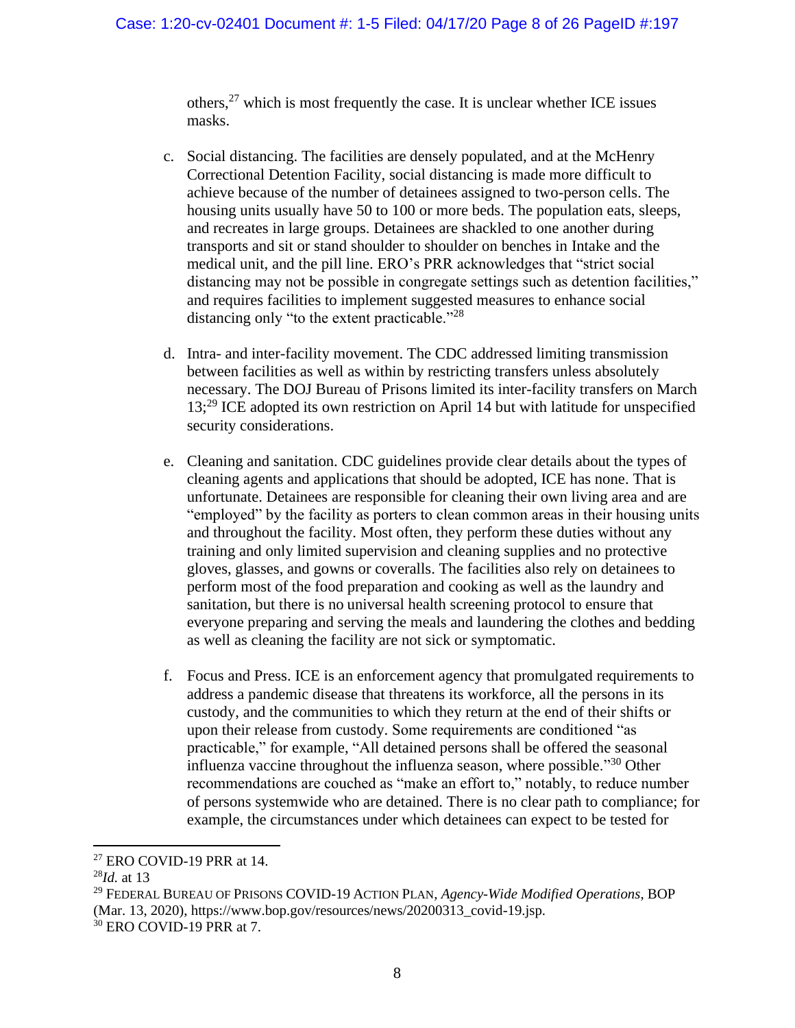others,[27] which is most frequently the case. It is unclear whether ICE issues masks.

c. Social distancing. The facilities are densely populated, and at the McHenry Correctional Detention Facility, social distancing is made more difficult to achieve because of the number of detainees assigned to two-person cells. The housing units usually have 50 to 100 or more beds. The population eats, sleeps, and recreates in large groups. Detainees are shackled to one another during transports and sit or stand shoulder to shoulder on benches in Intake and the medical unit, and the pill line. ERO's PRR acknowledges that "strict social distancing may not be possible in congregate settings such as detention facilities," and requires facilities to implement suggested measures to enhance social distancing only "to the extent practicable."[28]

d. Intra- and inter-facility movement. The CDC addressed limiting transmission between facilities as well as within by restricting transfers unless absolutely necessary. The DOJ Bureau of Prisons limited its inter-facility transfers on March 13;[29] ICE adopted its own restriction on April 14 but with latitude for unspecified security considerations.

e. Cleaning and sanitation. CDC guidelines provide clear details about the types of cleaning agents and applications that should be adopted, ICE has none. That is unfortunate. Detainees are responsible for cleaning their own living area and are "employed" by the facility as porters to clean common areas in their housing units and throughout the facility. Most often, they perform these duties without any training and only limited supervision and cleaning supplies and no protective gloves, glasses, and gowns or coveralls. The facilities also rely on detainees to perform most of the food preparation and cooking as well as the laundry and sanitation, but there is no universal health screening protocol to ensure that everyone preparing and serving the meals and laundering the clothes and bedding as well as cleaning the facility are not sick or symptomatic.

f. Focus and Press. ICE is an enforcement agency that promulgated requirements to address a pandemic disease that threatens its workforce, all the persons in its custody, and the communities to which they return at the end of their shifts or upon their release from custody. Some requirements are conditioned "as practicable," for example, "All detained persons shall be offered the seasonal influenza vaccine throughout the influenza season, where possible."[30] Other recommendations are couched as "make an effort to," notably, to reduce number of persons systemwide who are detained. There is no clear path to compliance; for example, the circumstances under which detainees can expect to be tested for

---

[27] ERO COVID-19 PRR at 14.

[28] *Id.* at 13

[29] FEDERAL BUREAU OF PRISONS COVID-19 ACTION PLAN, *Agency-Wide Modified Operations*, BOP (Mar. 13, 2020), https://www.bop.gov/resources/news/20200313_covid-19.jsp.

[30] ERO COVID-19 PRR at 7.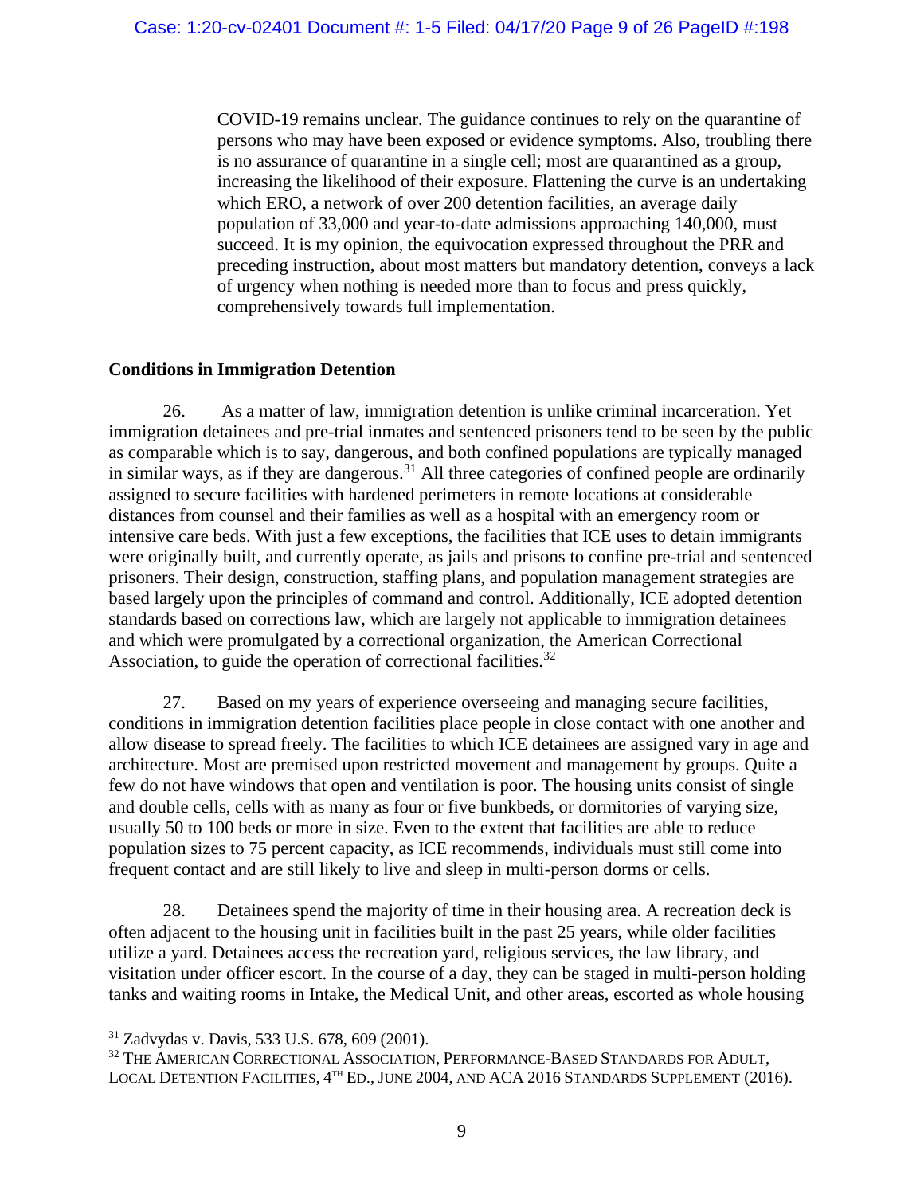COVID-19 remains unclear. The guidance continues to rely on the quarantine of persons who may have been exposed or evidence symptoms. Also, troubling there is no assurance of quarantine in a single cell; most are quarantined as a group, increasing the likelihood of their exposure. Flattening the curve is an undertaking which ERO, a network of over 200 detention facilities, an average daily population of 33,000 and year-to-date admissions approaching 140,000, must succeed. It is my opinion, the equivocation expressed throughout the PRR and preceding instruction, about most matters but mandatory detention, conveys a lack of urgency when nothing is needed more than to focus and press quickly, comprehensively towards full implementation.

**Conditions in Immigration Detention**

26. As a matter of law, immigration detention is unlike criminal incarceration. Yet immigration detainees and pre-trial inmates and sentenced prisoners tend to be seen by the public as comparable which is to say, dangerous, and both confined populations are typically managed in similar ways, as if they are dangerous.[31] All three categories of confined people are ordinarily assigned to secure facilities with hardened perimeters in remote locations at considerable distances from counsel and their families as well as a hospital with an emergency room or intensive care beds. With just a few exceptions, the facilities that ICE uses to detain immigrants were originally built, and currently operate, as jails and prisons to confine pre-trial and sentenced prisoners. Their design, construction, staffing plans, and population management strategies are based largely upon the principles of command and control. Additionally, ICE adopted detention standards based on corrections law, which are largely not applicable to immigration detainees and which were promulgated by a correctional organization, the American Correctional Association, to guide the operation of correctional facilities.[32]

27. Based on my years of experience overseeing and managing secure facilities, conditions in immigration detention facilities place people in close contact with one another and allow disease to spread freely. The facilities to which ICE detainees are assigned vary in age and architecture. Most are premised upon restricted movement and management by groups. Quite a few do not have windows that open and ventilation is poor. The housing units consist of single and double cells, cells with as many as four or five bunkbeds, or dormitories of varying size, usually 50 to 100 beds or more in size. Even to the extent that facilities are able to reduce population sizes to 75 percent capacity, as ICE recommends, individuals must still come into frequent contact and are still likely to live and sleep in multi-person dorms or cells.

28. Detainees spend the majority of time in their housing area. A recreation deck is often adjacent to the housing unit in facilities built in the past 25 years, while older facilities utilize a yard. Detainees access the recreation yard, religious services, the law library, and visitation under officer escort. In the course of a day, they can be staged in multi-person holding tanks and waiting rooms in Intake, the Medical Unit, and other areas, escorted as whole housing

---

[31] Zadvydas v. Davis, 533 U.S. 678, 609 (2001).

[32] THE AMERICAN CORRECTIONAL ASSOCIATION, PERFORMANCE-BASED STANDARDS FOR ADULT, LOCAL DETENTION FACILITIES, 4TH ED., JUNE 2004, AND ACA 2016 STANDARDS SUPPLEMENT (2016).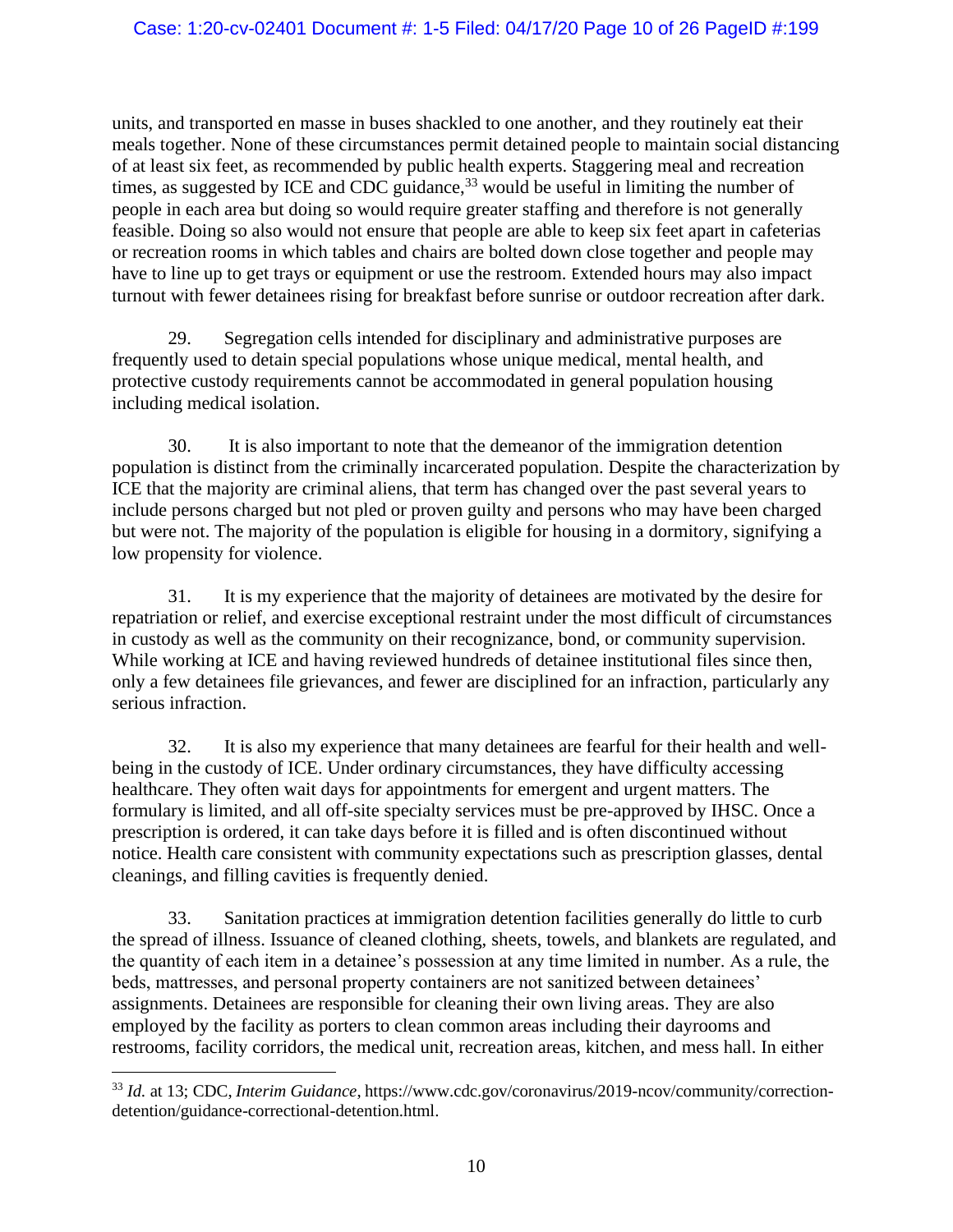units, and transported en masse in buses shackled to one another, and they routinely eat their meals together. None of these circumstances permit detained people to maintain social distancing of at least six feet, as recommended by public health experts. Staggering meal and recreation times, as suggested by ICE and CDC guidance,[33] would be useful in limiting the number of people in each area but doing so would require greater staffing and therefore is not generally feasible. Doing so also would not ensure that people are able to keep six feet apart in cafeterias or recreation rooms in which tables and chairs are bolted down close together and people may have to line up to get trays or equipment or use the restroom. Extended hours may also impact turnout with fewer detainees rising for breakfast before sunrise or outdoor recreation after dark.

29. Segregation cells intended for disciplinary and administrative purposes are frequently used to detain special populations whose unique medical, mental health, and protective custody requirements cannot be accommodated in general population housing including medical isolation.

30. It is also important to note that the demeanor of the immigration detention population is distinct from the criminally incarcerated population. Despite the characterization by ICE that the majority are criminal aliens, that term has changed over the past several years to include persons charged but not pled or proven guilty and persons who may have been charged but were not. The majority of the population is eligible for housing in a dormitory, signifying a low propensity for violence.

31. It is my experience that the majority of detainees are motivated by the desire for repatriation or relief, and exercise exceptional restraint under the most difficult of circumstances in custody as well as the community on their recognizance, bond, or community supervision. While working at ICE and having reviewed hundreds of detainee institutional files since then, only a few detainees file grievances, and fewer are disciplined for an infraction, particularly any serious infraction.

32. It is also my experience that many detainees are fearful for their health and well-being in the custody of ICE. Under ordinary circumstances, they have difficulty accessing healthcare. They often wait days for appointments for emergent and urgent matters. The formulary is limited, and all off-site specialty services must be pre-approved by IHSC. Once a prescription is ordered, it can take days before it is filled and is often discontinued without notice. Health care consistent with community expectations such as prescription glasses, dental cleanings, and filling cavities is frequently denied.

33. Sanitation practices at immigration detention facilities generally do little to curb the spread of illness. Issuance of cleaned clothing, sheets, towels, and blankets are regulated, and the quantity of each item in a detainee's possession at any time limited in number. As a rule, the beds, mattresses, and personal property containers are not sanitized between detainees' assignments. Detainees are responsible for cleaning their own living areas. They are also employed by the facility as porters to clean common areas including their dayrooms and restrooms, facility corridors, the medical unit, recreation areas, kitchen, and mess hall. In either

---

[33] *Id.* at 13; CDC, *Interim Guidance*, https://www.cdc.gov/coronavirus/2019-ncov/community/correction-detention/guidance-correctional-detention.html.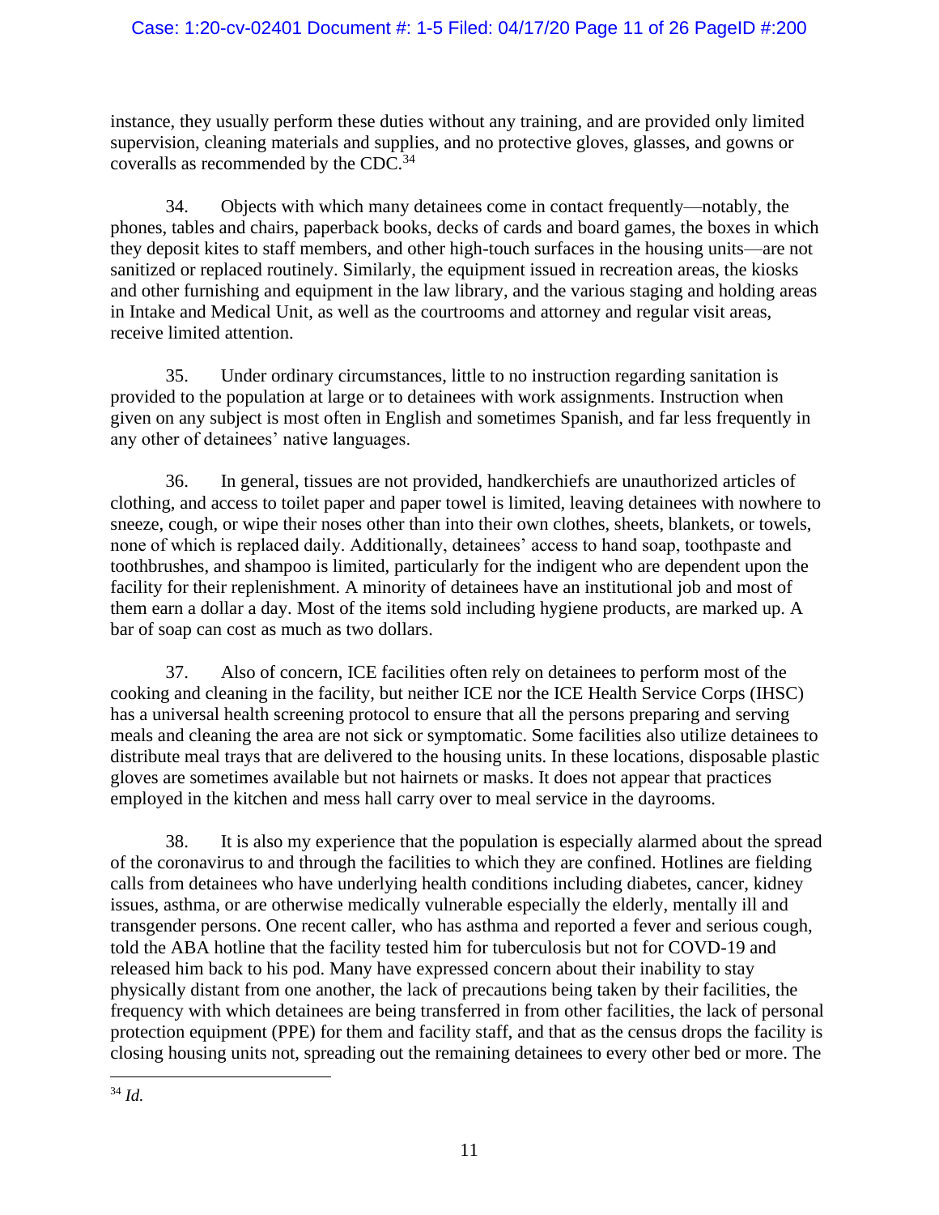instance, they usually perform these duties without any training, and are provided only limited supervision, cleaning materials and supplies, and no protective gloves, glasses, and gowns or coveralls as recommended by the CDC.[34]

34. Objects with which many detainees come in contact frequently—notably, the phones, tables and chairs, paperback books, decks of cards and board games, the boxes in which they deposit kites to staff members, and other high-touch surfaces in the housing units—are not sanitized or replaced routinely. Similarly, the equipment issued in recreation areas, the kiosks and other furnishing and equipment in the law library, and the various staging and holding areas in Intake and Medical Unit, as well as the courtrooms and attorney and regular visit areas, receive limited attention.

35. Under ordinary circumstances, little to no instruction regarding sanitation is provided to the population at large or to detainees with work assignments. Instruction when given on any subject is most often in English and sometimes Spanish, and far less frequently in any other of detainees' native languages.

36. In general, tissues are not provided, handkerchiefs are unauthorized articles of clothing, and access to toilet paper and paper towel is limited, leaving detainees with nowhere to sneeze, cough, or wipe their noses other than into their own clothes, sheets, blankets, or towels, none of which is replaced daily. Additionally, detainees' access to hand soap, toothpaste and toothbrushes, and shampoo is limited, particularly for the indigent who are dependent upon the facility for their replenishment. A minority of detainees have an institutional job and most of them earn a dollar a day. Most of the items sold including hygiene products, are marked up. A bar of soap can cost as much as two dollars.

37. Also of concern, ICE facilities often rely on detainees to perform most of the cooking and cleaning in the facility, but neither ICE nor the ICE Health Service Corps (IHSC) has a universal health screening protocol to ensure that all the persons preparing and serving meals and cleaning the area are not sick or symptomatic. Some facilities also utilize detainees to distribute meal trays that are delivered to the housing units. In these locations, disposable plastic gloves are sometimes available but not hairnets or masks. It does not appear that practices employed in the kitchen and mess hall carry over to meal service in the dayrooms.

38. It is also my experience that the population is especially alarmed about the spread of the coronavirus to and through the facilities to which they are confined. Hotlines are fielding calls from detainees who have underlying health conditions including diabetes, cancer, kidney issues, asthma, or are otherwise medically vulnerable especially the elderly, mentally ill and transgender persons. One recent caller, who has asthma and reported a fever and serious cough, told the ABA hotline that the facility tested him for tuberculosis but not for COVD-19 and released him back to his pod. Many have expressed concern about their inability to stay physically distant from one another, the lack of precautions being taken by their facilities, the frequency with which detainees are being transferred in from other facilities, the lack of personal protection equipment (PPE) for them and facility staff, and that as the census drops the facility is closing housing units not, spreading out the remaining detainees to every other bed or more. The

[34] *Id.*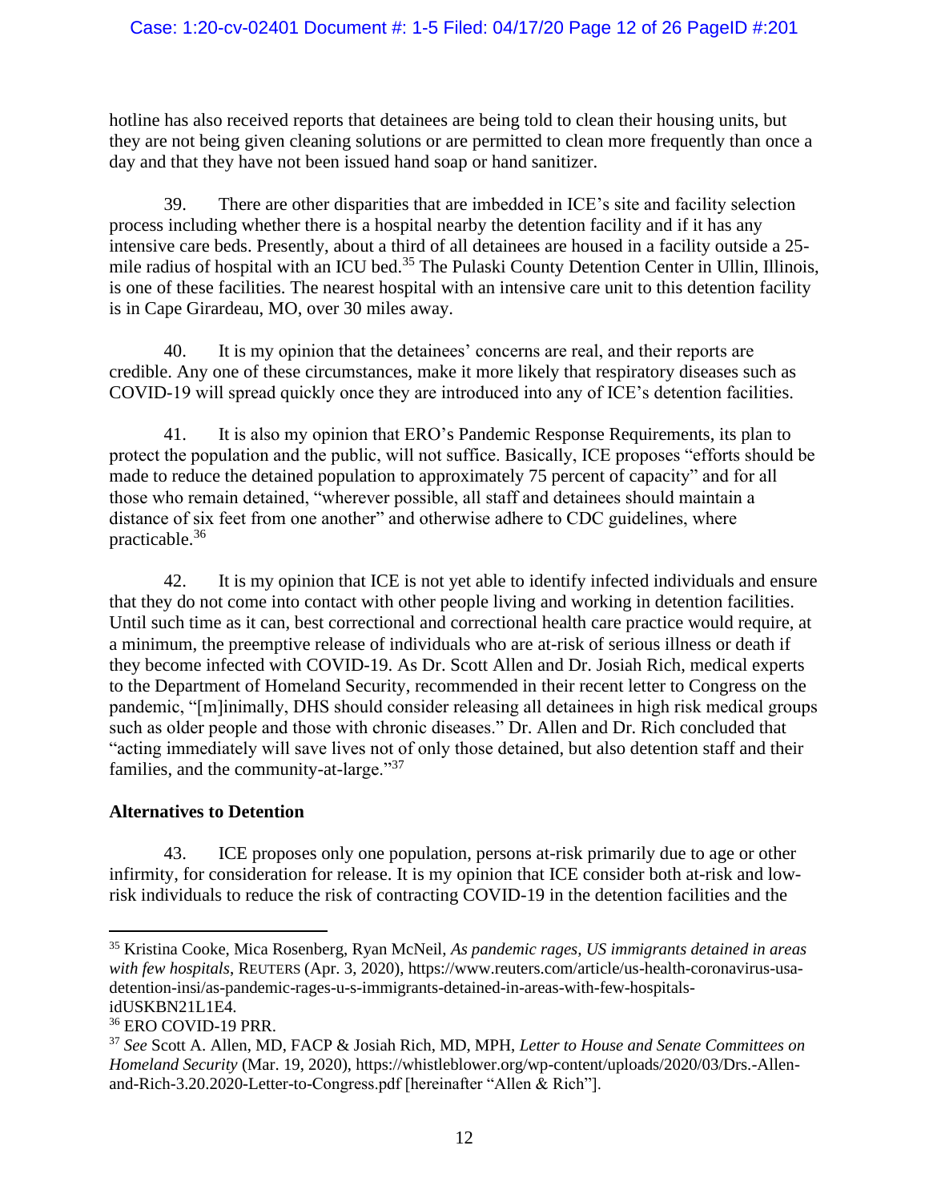hotline has also received reports that detainees are being told to clean their housing units, but they are not being given cleaning solutions or are permitted to clean more frequently than once a day and that they have not been issued hand soap or hand sanitizer.

39. There are other disparities that are imbedded in ICE's site and facility selection process including whether there is a hospital nearby the detention facility and if it has any intensive care beds. Presently, about a third of all detainees are housed in a facility outside a 25-mile radius of hospital with an ICU bed.[35] The Pulaski County Detention Center in Ullin, Illinois, is one of these facilities. The nearest hospital with an intensive care unit to this detention facility is in Cape Girardeau, MO, over 30 miles away.

40. It is my opinion that the detainees' concerns are real, and their reports are credible. Any one of these circumstances, make it more likely that respiratory diseases such as COVID-19 will spread quickly once they are introduced into any of ICE's detention facilities.

41. It is also my opinion that ERO's Pandemic Response Requirements, its plan to protect the population and the public, will not suffice. Basically, ICE proposes "efforts should be made to reduce the detained population to approximately 75 percent of capacity" and for all those who remain detained, "wherever possible, all staff and detainees should maintain a distance of six feet from one another" and otherwise adhere to CDC guidelines, where practicable.[36]

42. It is my opinion that ICE is not yet able to identify infected individuals and ensure that they do not come into contact with other people living and working in detention facilities. Until such time as it can, best correctional and correctional health care practice would require, at a minimum, the preemptive release of individuals who are at-risk of serious illness or death if they become infected with COVID-19. As Dr. Scott Allen and Dr. Josiah Rich, medical experts to the Department of Homeland Security, recommended in their recent letter to Congress on the pandemic, "[m]inimally, DHS should consider releasing all detainees in high risk medical groups such as older people and those with chronic diseases." Dr. Allen and Dr. Rich concluded that "acting immediately will save lives not of only those detained, but also detention staff and their families, and the community-at-large."[37]

**Alternatives to Detention**

43. ICE proposes only one population, persons at-risk primarily due to age or other infirmity, for consideration for release. It is my opinion that ICE consider both at-risk and low-risk individuals to reduce the risk of contracting COVID-19 in the detention facilities and the

---

[35] Kristina Cooke, Mica Rosenberg, Ryan McNeil, *As pandemic rages, US immigrants detained in areas with few hospitals*, REUTERS (Apr. 3, 2020), https://www.reuters.com/article/us-health-coronavirus-usa-detention-insi/as-pandemic-rages-u-s-immigrants-detained-in-areas-with-few-hospitals-idUSKBN21L1E4.

[36] ERO COVID-19 PRR.

[37] *See* Scott A. Allen, MD, FACP & Josiah Rich, MD, MPH, *Letter to House and Senate Committees on Homeland Security* (Mar. 19, 2020), https://whistleblower.org/wp-content/uploads/2020/03/Drs.-Allen-and-Rich-3.20.2020-Letter-to-Congress.pdf [hereinafter "Allen & Rich"].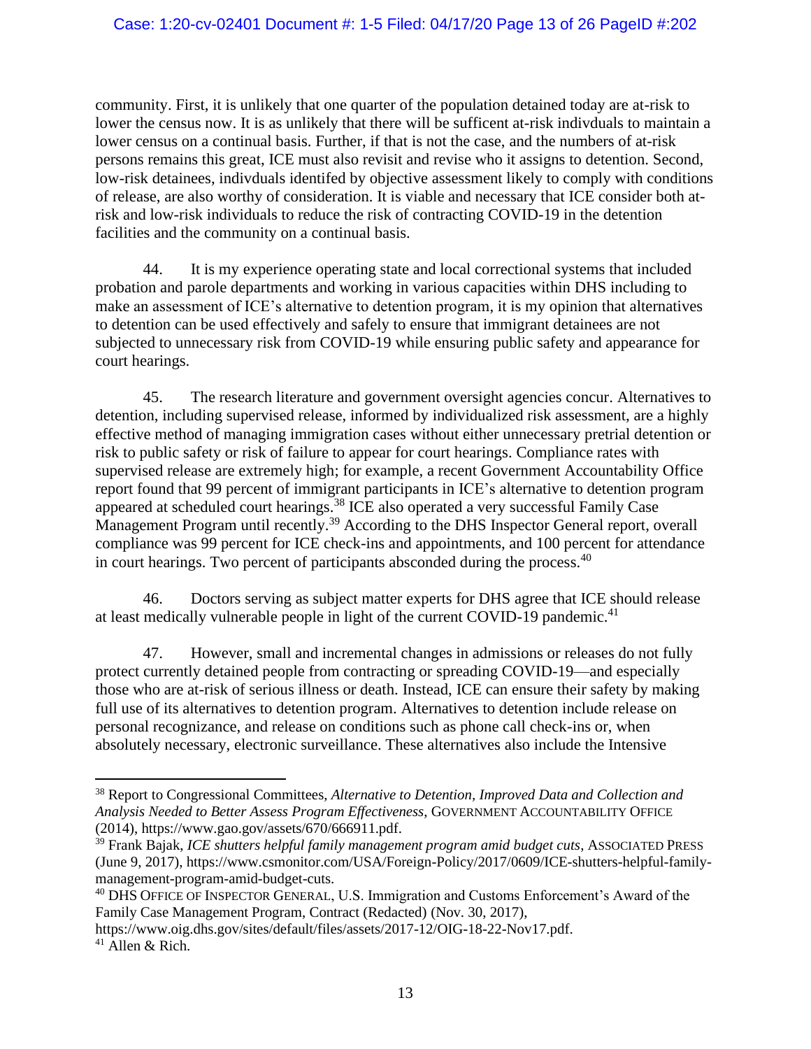community. First, it is unlikely that one quarter of the population detained today are at-risk to lower the census now. It is as unlikely that there will be sufficent at-risk indivduals to maintain a lower census on a continual basis. Further, if that is not the case, and the numbers of at-risk persons remains this great, ICE must also revisit and revise who it assigns to detention. Second, low-risk detainees, indivduals identifed by objective assessment likely to comply with conditions of release, are also worthy of consideration. It is viable and necessary that ICE consider both at-risk and low-risk individuals to reduce the risk of contracting COVID-19 in the detention facilities and the community on a continual basis.

44. It is my experience operating state and local correctional systems that included probation and parole departments and working in various capacities within DHS including to make an assessment of ICE's alternative to detention program, it is my opinion that alternatives to detention can be used effectively and safely to ensure that immigrant detainees are not subjected to unnecessary risk from COVID-19 while ensuring public safety and appearance for court hearings.

45. The research literature and government oversight agencies concur. Alternatives to detention, including supervised release, informed by individualized risk assessment, are a highly effective method of managing immigration cases without either unnecessary pretrial detention or risk to public safety or risk of failure to appear for court hearings. Compliance rates with supervised release are extremely high; for example, a recent Government Accountability Office report found that 99 percent of immigrant participants in ICE's alternative to detention program appeared at scheduled court hearings.[38] ICE also operated a very successful Family Case Management Program until recently.[39] According to the DHS Inspector General report, overall compliance was 99 percent for ICE check-ins and appointments, and 100 percent for attendance in court hearings. Two percent of participants absconded during the process.[40]

46. Doctors serving as subject matter experts for DHS agree that ICE should release at least medically vulnerable people in light of the current COVID-19 pandemic.[41]

47. However, small and incremental changes in admissions or releases do not fully protect currently detained people from contracting or spreading COVID-19—and especially those who are at-risk of serious illness or death. Instead, ICE can ensure their safety by making full use of its alternatives to detention program. Alternatives to detention include release on personal recognizance, and release on conditions such as phone call check-ins or, when absolutely necessary, electronic surveillance. These alternatives also include the Intensive

---

[38] Report to Congressional Committees, *Alternative to Detention, Improved Data and Collection and Analysis Needed to Better Assess Program Effectiveness*, GOVERNMENT ACCOUNTABILITY OFFICE (2014), https://www.gao.gov/assets/670/666911.pdf.

[39] Frank Bajak, *ICE shutters helpful family management program amid budget cuts*, ASSOCIATED PRESS (June 9, 2017), https://www.csmonitor.com/USA/Foreign-Policy/2017/0609/ICE-shutters-helpful-family-management-program-amid-budget-cuts.

[40] DHS OFFICE OF INSPECTOR GENERAL, U.S. Immigration and Customs Enforcement's Award of the Family Case Management Program, Contract (Redacted) (Nov. 30, 2017), https://www.oig.dhs.gov/sites/default/files/assets/2017-12/OIG-18-22-Nov17.pdf.

[41] Allen & Rich.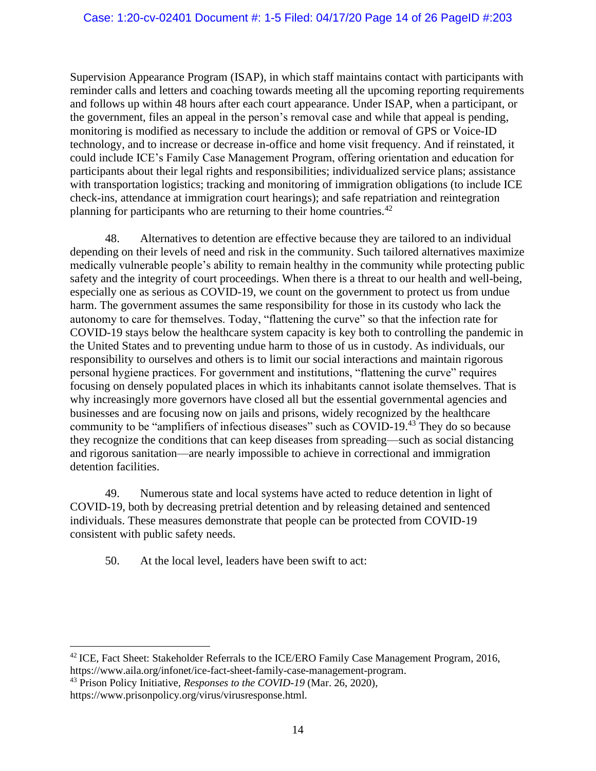Supervision Appearance Program (ISAP), in which staff maintains contact with participants with reminder calls and letters and coaching towards meeting all the upcoming reporting requirements and follows up within 48 hours after each court appearance. Under ISAP, when a participant, or the government, files an appeal in the person's removal case and while that appeal is pending, monitoring is modified as necessary to include the addition or removal of GPS or Voice-ID technology, and to increase or decrease in-office and home visit frequency. And if reinstated, it could include ICE's Family Case Management Program, offering orientation and education for participants about their legal rights and responsibilities; individualized service plans; assistance with transportation logistics; tracking and monitoring of immigration obligations (to include ICE check-ins, attendance at immigration court hearings); and safe repatriation and reintegration planning for participants who are returning to their home countries.[42]

48. Alternatives to detention are effective because they are tailored to an individual depending on their levels of need and risk in the community. Such tailored alternatives maximize medically vulnerable people's ability to remain healthy in the community while protecting public safety and the integrity of court proceedings. When there is a threat to our health and well-being, especially one as serious as COVID-19, we count on the government to protect us from undue harm. The government assumes the same responsibility for those in its custody who lack the autonomy to care for themselves. Today, "flattening the curve" so that the infection rate for COVID-19 stays below the healthcare system capacity is key both to controlling the pandemic in the United States and to preventing undue harm to those of us in custody. As individuals, our responsibility to ourselves and others is to limit our social interactions and maintain rigorous personal hygiene practices. For government and institutions, "flattening the curve" requires focusing on densely populated places in which its inhabitants cannot isolate themselves. That is why increasingly more governors have closed all but the essential governmental agencies and businesses and are focusing now on jails and prisons, widely recognized by the healthcare community to be "amplifiers of infectious diseases" such as COVID-19.[43] They do so because they recognize the conditions that can keep diseases from spreading—such as social distancing and rigorous sanitation—are nearly impossible to achieve in correctional and immigration detention facilities.

49. Numerous state and local systems have acted to reduce detention in light of COVID-19, both by decreasing pretrial detention and by releasing detained and sentenced individuals. These measures demonstrate that people can be protected from COVID-19 consistent with public safety needs.

50. At the local level, leaders have been swift to act:

---

[42] ICE, Fact Sheet: Stakeholder Referrals to the ICE/ERO Family Case Management Program, 2016, https://www.aila.org/infonet/ice-fact-sheet-family-case-management-program.

[43] Prison Policy Initiative, *Responses to the COVID-19* (Mar. 26, 2020), https://www.prisonpolicy.org/virus/virusresponse.html.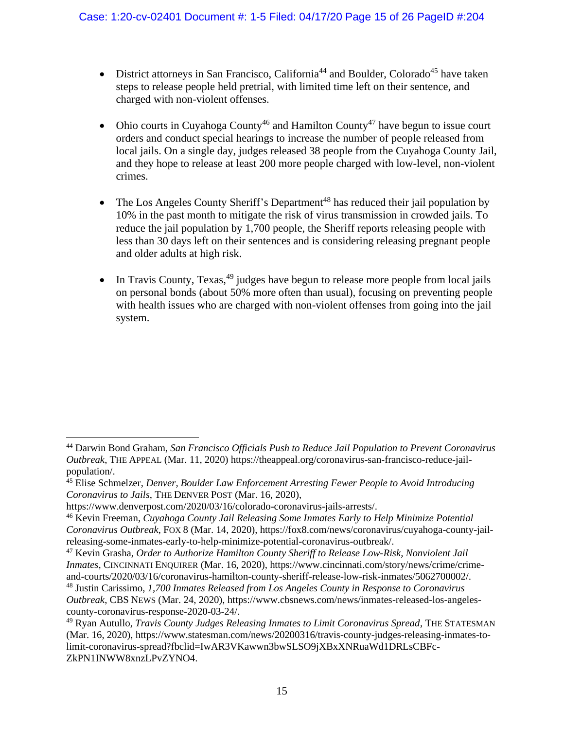- District attorneys in San Francisco, California[44] and Boulder, Colorado[45] have taken steps to release people held pretrial, with limited time left on their sentence, and charged with non-violent offenses.

- Ohio courts in Cuyahoga County[46] and Hamilton County[47] have begun to issue court orders and conduct special hearings to increase the number of people released from local jails. On a single day, judges released 38 people from the Cuyahoga County Jail, and they hope to release at least 200 more people charged with low-level, non-violent crimes.

- The Los Angeles County Sheriff's Department[48] has reduced their jail population by 10% in the past month to mitigate the risk of virus transmission in crowded jails. To reduce the jail population by 1,700 people, the Sheriff reports releasing people with less than 30 days left on their sentences and is considering releasing pregnant people and older adults at high risk.

- In Travis County, Texas,[49] judges have begun to release more people from local jails on personal bonds (about 50% more often than usual), focusing on preventing people with health issues who are charged with non-violent offenses from going into the jail system.

---

[44] Darwin Bond Graham, *San Francisco Officials Push to Reduce Jail Population to Prevent Coronavirus Outbreak*, THE APPEAL (Mar. 11, 2020) https://theappeal.org/coronavirus-san-francisco-reduce-jail-population/.

[45] Elise Schmelzer, *Denver, Boulder Law Enforcement Arresting Fewer People to Avoid Introducing Coronavirus to Jails*, THE DENVER POST (Mar. 16, 2020), https://www.denverpost.com/2020/03/16/colorado-coronavirus-jails-arrests/.

[46] Kevin Freeman, *Cuyahoga County Jail Releasing Some Inmates Early to Help Minimize Potential Coronavirus Outbreak*, FOX 8 (Mar. 14, 2020), https://fox8.com/news/coronavirus/cuyahoga-county-jail-releasing-some-inmates-early-to-help-minimize-potential-coronavirus-outbreak/.

[47] Kevin Grasha, *Order to Authorize Hamilton County Sheriff to Release Low-Risk, Nonviolent Jail Inmates*, CINCINNATI ENQUIRER (Mar. 16, 2020), https://www.cincinnati.com/story/news/crime/crime-and-courts/2020/03/16/coronavirus-hamilton-county-sheriff-release-low-risk-inmates/5062700002/.

[48] Justin Carissimo, *1,700 Inmates Released from Los Angeles County in Response to Coronavirus Outbreak*, CBS NEWS (Mar. 24, 2020), https://www.cbsnews.com/news/inmates-released-los-angeles-county-coronavirus-response-2020-03-24/.

[49] Ryan Autullo, *Travis County Judges Releasing Inmates to Limit Coronavirus Spread*, THE STATESMAN (Mar. 16, 2020), https://www.statesman.com/news/20200316/travis-county-judges-releasing-inmates-to-limit-coronavirus-spread?fbclid=IwAR3VKawwn3bwSLSO9jXBxXNRuaWd1DRLsCBFc-ZkPN1INWW8xnzLPvZYNO4.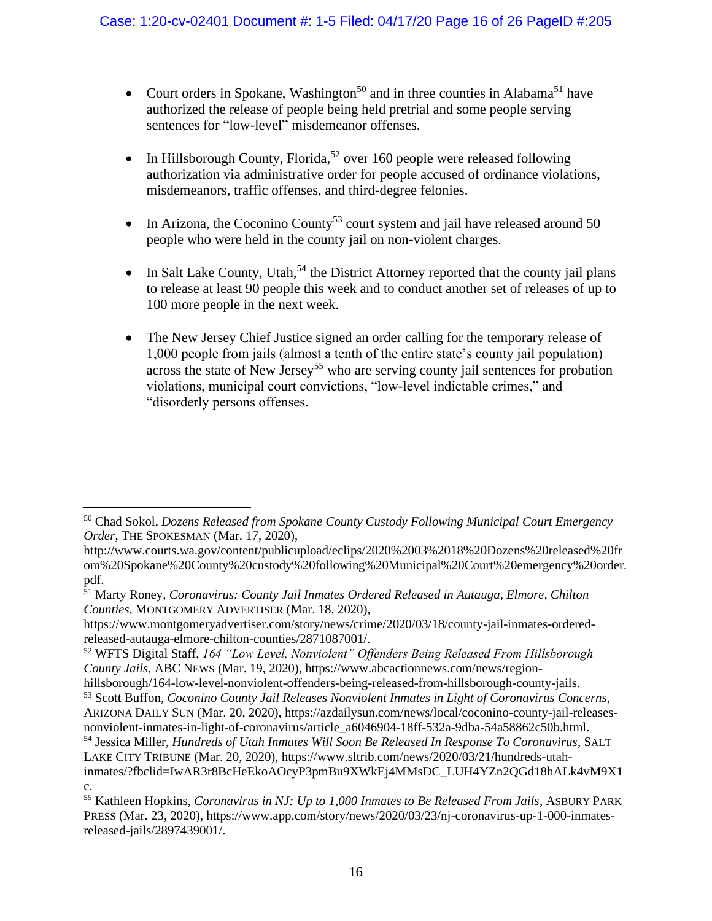- Court orders in Spokane, Washington[50] and in three counties in Alabama[51] have authorized the release of people being held pretrial and some people serving sentences for "low-level" misdemeanor offenses.

- In Hillsborough County, Florida,[52] over 160 people were released following authorization via administrative order for people accused of ordinance violations, misdemeanors, traffic offenses, and third-degree felonies.

- In Arizona, the Coconino County[53] court system and jail have released around 50 people who were held in the county jail on non-violent charges.

- In Salt Lake County, Utah,[54] the District Attorney reported that the county jail plans to release at least 90 people this week and to conduct another set of releases of up to 100 more people in the next week.

- The New Jersey Chief Justice signed an order calling for the temporary release of 1,000 people from jails (almost a tenth of the entire state's county jail population) across the state of New Jersey[55] who are serving county jail sentences for probation violations, municipal court convictions, "low-level indictable crimes," and "disorderly persons offenses.

---

[50] Chad Sokol, *Dozens Released from Spokane County Custody Following Municipal Court Emergency Order*, THE SPOKESMAN (Mar. 17, 2020), http://www.courts.wa.gov/content/publicupload/eclips/2020%2003%2018%20Dozens%20released%20from%20Spokane%20County%20custody%20following%20Municipal%20Court%20emergency%20order.pdf.

[51] Marty Roney, *Coronavirus: County Jail Inmates Ordered Released in Autauga, Elmore, Chilton Counties*, MONTGOMERY ADVERTISER (Mar. 18, 2020), https://www.montgomeryadvertiser.com/story/news/crime/2020/03/18/county-jail-inmates-ordered-released-autauga-elmore-chilton-counties/2871087001/.

[52] WFTS Digital Staff, *164 "Low Level, Nonviolent" Offenders Being Released From Hillsborough County Jails*, ABC NEWS (Mar. 19, 2020), https://www.abcactionnews.com/news/region-hillsborough/164-low-level-nonviolent-offenders-being-released-from-hillsborough-county-jails.

[53] Scott Buffon, *Coconino County Jail Releases Nonviolent Inmates in Light of Coronavirus Concerns*, ARIZONA DAILY SUN (Mar. 20, 2020), https://azdailysun.com/news/local/coconino-county-jail-releases-nonviolent-inmates-in-light-of-coronavirus/article_a6046904-18ff-532a-9dba-54a58862c50b.html.

[54] Jessica Miller, *Hundreds of Utah Inmates Will Soon Be Released In Response To Coronavirus*, SALT LAKE CITY TRIBUNE (Mar. 20, 2020), https://www.sltrib.com/news/2020/03/21/hundreds-utah-inmates/?fbclid=IwAR3r8BcHeEkoAOcyP3pmBu9XWkEj4MMsDC_LUH4YZn2QGd18hALk4vM9X1c.

[55] Kathleen Hopkins, *Coronavirus in NJ: Up to 1,000 Inmates to Be Released From Jails*, ASBURY PARK PRESS (Mar. 23, 2020), https://www.app.com/story/news/2020/03/23/nj-coronavirus-up-1-000-inmates-released-jails/2897439001/.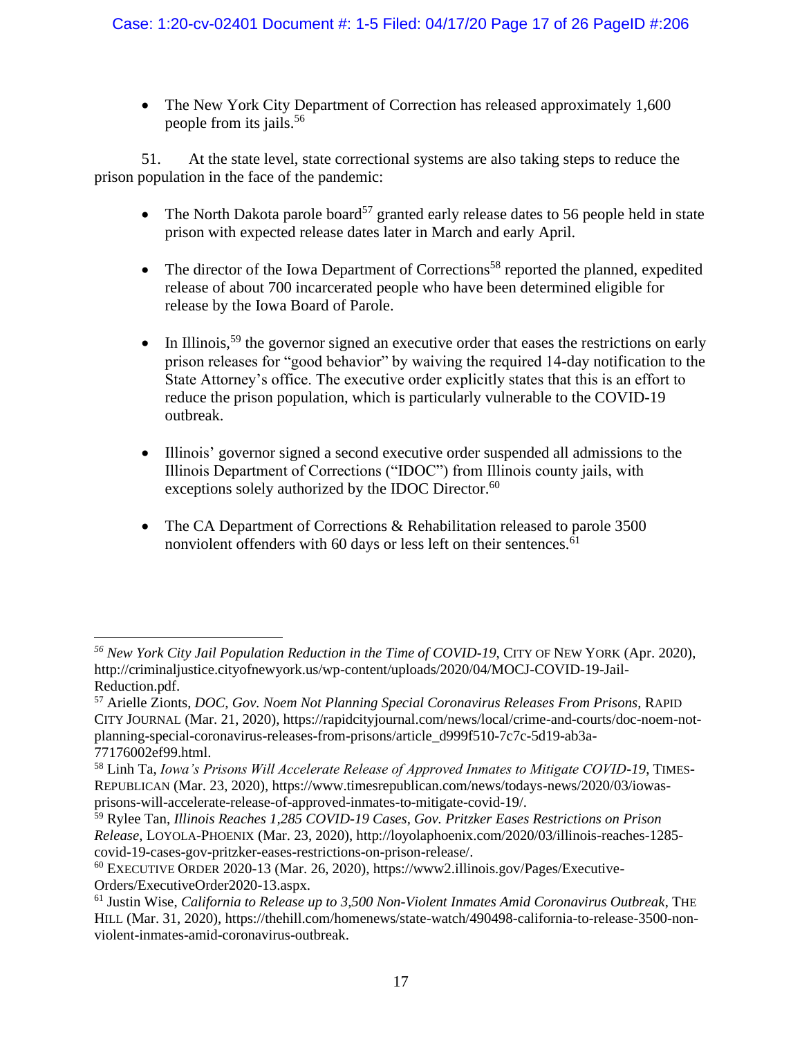- The New York City Department of Correction has released approximately 1,600 people from its jails.[56]

51. At the state level, state correctional systems are also taking steps to reduce the prison population in the face of the pandemic:

- The North Dakota parole board[57] granted early release dates to 56 people held in state prison with expected release dates later in March and early April.

- The director of the Iowa Department of Corrections[58] reported the planned, expedited release of about 700 incarcerated people who have been determined eligible for release by the Iowa Board of Parole.

- In Illinois,[59] the governor signed an executive order that eases the restrictions on early prison releases for "good behavior" by waiving the required 14-day notification to the State Attorney's office. The executive order explicitly states that this is an effort to reduce the prison population, which is particularly vulnerable to the COVID-19 outbreak.

- Illinois' governor signed a second executive order suspended all admissions to the Illinois Department of Corrections ("IDOC") from Illinois county jails, with exceptions solely authorized by the IDOC Director.[60]

- The CA Department of Corrections & Rehabilitation released to parole 3500 nonviolent offenders with 60 days or less left on their sentences.[61]

---

[56] *New York City Jail Population Reduction in the Time of COVID-19*, CITY OF NEW YORK (Apr. 2020), http://criminaljustice.cityofnewyork.us/wp-content/uploads/2020/04/MOCJ-COVID-19-Jail-Reduction.pdf.

[57] Arielle Zionts, *DOC, Gov. Noem Not Planning Special Coronavirus Releases From Prisons*, RAPID CITY JOURNAL (Mar. 21, 2020), https://rapidcityjournal.com/news/local/crime-and-courts/doc-noem-not-planning-special-coronavirus-releases-from-prisons/article_d999f510-7c7c-5d19-ab3a-77176002ef99.html.

[58] Linh Ta, *Iowa's Prisons Will Accelerate Release of Approved Inmates to Mitigate COVID-19*, TIMES-REPUBLICAN (Mar. 23, 2020), https://www.timesrepublican.com/news/todays-news/2020/03/iowas-prisons-will-accelerate-release-of-approved-inmates-to-mitigate-covid-19/.

[59] Rylee Tan, *Illinois Reaches 1,285 COVID-19 Cases, Gov. Pritzker Eases Restrictions on Prison Release*, LOYOLA-PHOENIX (Mar. 23, 2020), http://loyolaphoenix.com/2020/03/illinois-reaches-1285-covid-19-cases-gov-pritzker-eases-restrictions-on-prison-release/.

[60] EXECUTIVE ORDER 2020-13 (Mar. 26, 2020), https://www2.illinois.gov/Pages/Executive-Orders/ExecutiveOrder2020-13.aspx.

[61] Justin Wise, *California to Release up to 3,500 Non-Violent Inmates Amid Coronavirus Outbreak*, THE HILL (Mar. 31, 2020), https://thehill.com/homenews/state-watch/490498-california-to-release-3500-non-violent-inmates-amid-coronavirus-outbreak.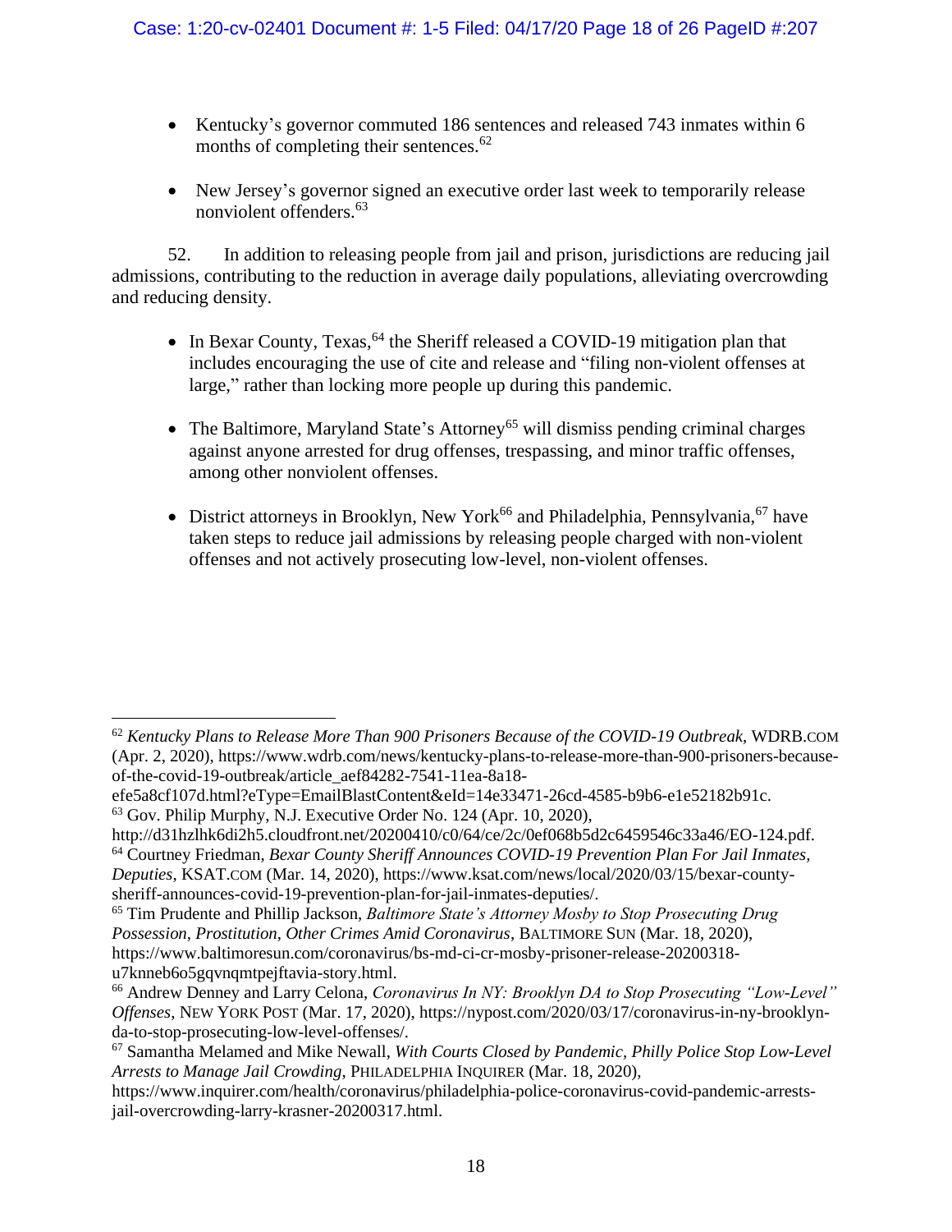- Kentucky's governor commuted 186 sentences and released 743 inmates within 6 months of completing their sentences.[62]

- New Jersey's governor signed an executive order last week to temporarily release nonviolent offenders.[63]

52. In addition to releasing people from jail and prison, jurisdictions are reducing jail admissions, contributing to the reduction in average daily populations, alleviating overcrowding and reducing density.

- In Bexar County, Texas,[64] the Sheriff released a COVID-19 mitigation plan that includes encouraging the use of cite and release and "filing non-violent offenses at large," rather than locking more people up during this pandemic.

- The Baltimore, Maryland State's Attorney[65] will dismiss pending criminal charges against anyone arrested for drug offenses, trespassing, and minor traffic offenses, among other nonviolent offenses.

- District attorneys in Brooklyn, New York[66] and Philadelphia, Pennsylvania,[67] have taken steps to reduce jail admissions by releasing people charged with non-violent offenses and not actively prosecuting low-level, non-violent offenses.

---

[62] *Kentucky Plans to Release More Than 900 Prisoners Because of the COVID-19 Outbreak*, WDRB.COM (Apr. 2, 2020), https://www.wdrb.com/news/kentucky-plans-to-release-more-than-900-prisoners-because-of-the-covid-19-outbreak/article_aef84282-7541-11ea-8a18-efe5a8cf107d.html?eType=EmailBlastContent&eId=14e33471-26cd-4585-b9b6-e1e52182b91c.

[63] Gov. Philip Murphy, N.J. Executive Order No. 124 (Apr. 10, 2020), http://d31hzlhk6di2h5.cloudfront.net/20200410/c0/64/ce/2c/0ef068b5d2c6459546c33a46/EO-124.pdf.

[64] Courtney Friedman, *Bexar County Sheriff Announces COVID-19 Prevention Plan For Jail Inmates, Deputies*, KSAT.COM (Mar. 14, 2020), https://www.ksat.com/news/local/2020/03/15/bexar-county-sheriff-announces-covid-19-prevention-plan-for-jail-inmates-deputies/.

[65] Tim Prudente and Phillip Jackson, *Baltimore State's Attorney Mosby to Stop Prosecuting Drug Possession, Prostitution, Other Crimes Amid Coronavirus*, BALTIMORE SUN (Mar. 18, 2020), https://www.baltimoresun.com/coronavirus/bs-md-ci-cr-mosby-prisoner-release-20200318-u7knneb6o5gqvnqmtpejftavia-story.html.

[66] Andrew Denney and Larry Celona, *Coronavirus In NY: Brooklyn DA to Stop Prosecuting "Low-Level" Offenses*, NEW YORK POST (Mar. 17, 2020), https://nypost.com/2020/03/17/coronavirus-in-ny-brooklyn-da-to-stop-prosecuting-low-level-offenses/.

[67] Samantha Melamed and Mike Newall, *With Courts Closed by Pandemic, Philly Police Stop Low-Level Arrests to Manage Jail Crowding*, PHILADELPHIA INQUIRER (Mar. 18, 2020), https://www.inquirer.com/health/coronavirus/philadelphia-police-coronavirus-covid-pandemic-arrests-jail-overcrowding-larry-krasner-20200317.html.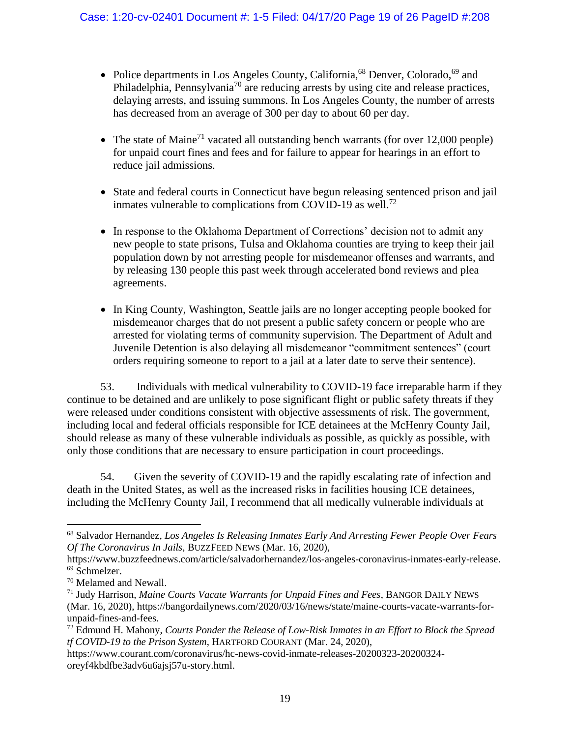- Police departments in Los Angeles County, California,[68] Denver, Colorado,[69] and Philadelphia, Pennsylvania[70] are reducing arrests by using cite and release practices, delaying arrests, and issuing summons. In Los Angeles County, the number of arrests has decreased from an average of 300 per day to about 60 per day.

- The state of Maine[71] vacated all outstanding bench warrants (for over 12,000 people) for unpaid court fines and fees and for failure to appear for hearings in an effort to reduce jail admissions.

- State and federal courts in Connecticut have begun releasing sentenced prison and jail inmates vulnerable to complications from COVID-19 as well.[72]

- In response to the Oklahoma Department of Corrections' decision not to admit any new people to state prisons, Tulsa and Oklahoma counties are trying to keep their jail population down by not arresting people for misdemeanor offenses and warrants, and by releasing 130 people this past week through accelerated bond reviews and plea agreements.

- In King County, Washington, Seattle jails are no longer accepting people booked for misdemeanor charges that do not present a public safety concern or people who are arrested for violating terms of community supervision. The Department of Adult and Juvenile Detention is also delaying all misdemeanor "commitment sentences" (court orders requiring someone to report to a jail at a later date to serve their sentence).

53. Individuals with medical vulnerability to COVID-19 face irreparable harm if they continue to be detained and are unlikely to pose significant flight or public safety threats if they were released under conditions consistent with objective assessments of risk. The government, including local and federal officials responsible for ICE detainees at the McHenry County Jail, should release as many of these vulnerable individuals as possible, as quickly as possible, with only those conditions that are necessary to ensure participation in court proceedings.

54. Given the severity of COVID-19 and the rapidly escalating rate of infection and death in the United States, as well as the increased risks in facilities housing ICE detainees, including the McHenry County Jail, I recommend that all medically vulnerable individuals at

---

[68] Salvador Hernandez, *Los Angeles Is Releasing Inmates Early And Arresting Fewer People Over Fears Of The Coronavirus In Jails*, BUZZFEED NEWS (Mar. 16, 2020), https://www.buzzfeednews.com/article/salvadorhernandez/los-angeles-coronavirus-inmates-early-release.

[69] Schmelzer.

[70] Melamed and Newall.

[71] Judy Harrison, *Maine Courts Vacate Warrants for Unpaid Fines and Fees*, BANGOR DAILY NEWS (Mar. 16, 2020), https://bangordailynews.com/2020/03/16/news/state/maine-courts-vacate-warrants-for-unpaid-fines-and-fees.

[72] Edmund H. Mahony, *Courts Ponder the Release of Low-Risk Inmates in an Effort to Block the Spread tf COVID-19 to the Prison System*, HARTFORD COURANT (Mar. 24, 2020), https://www.courant.com/coronavirus/hc-news-covid-inmate-releases-20200323-20200324-oreyf4kbdfbe3adv6u6ajsj57u-story.html.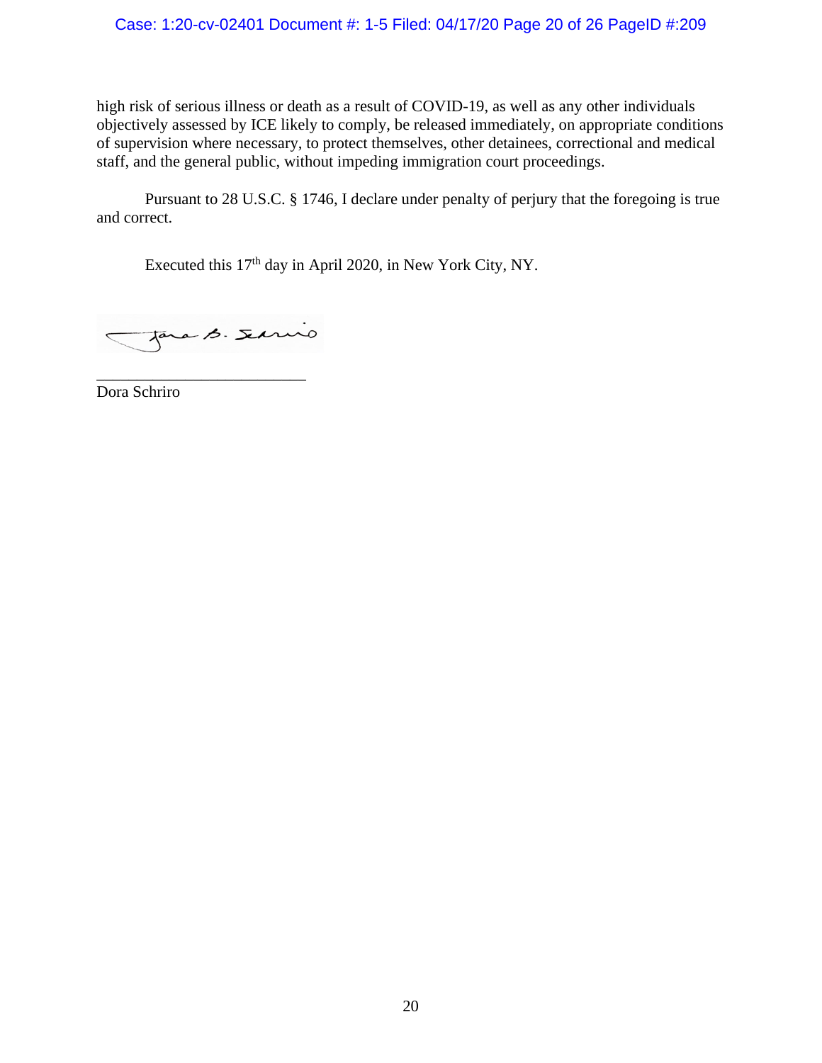high risk of serious illness or death as a result of COVID-19, as well as any other individuals objectively assessed by ICE likely to comply, be released immediately, on appropriate conditions of supervision where necessary, to protect themselves, other detainees, correctional and medical staff, and the general public, without impeding immigration court proceedings.

Pursuant to 28 U.S.C. § 1746, I declare under penalty of perjury that the foregoing is true and correct.

Executed this 17th day in April 2020, in New York City, NY.

\_\_\_\_\_\_\_\_\_\_\_\_\_\_\_\_\_\_\_\_\_\_\_\_\_\_\_

Dora Schriro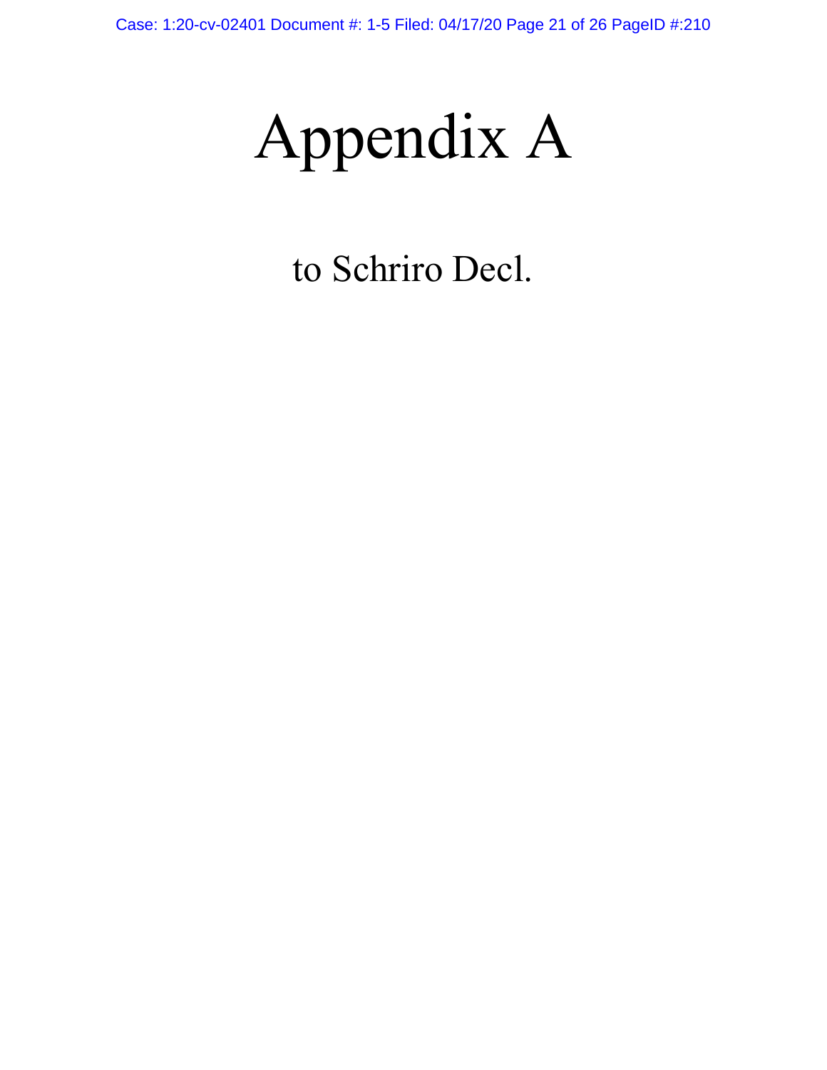# Appendix A

to Schriro Decl.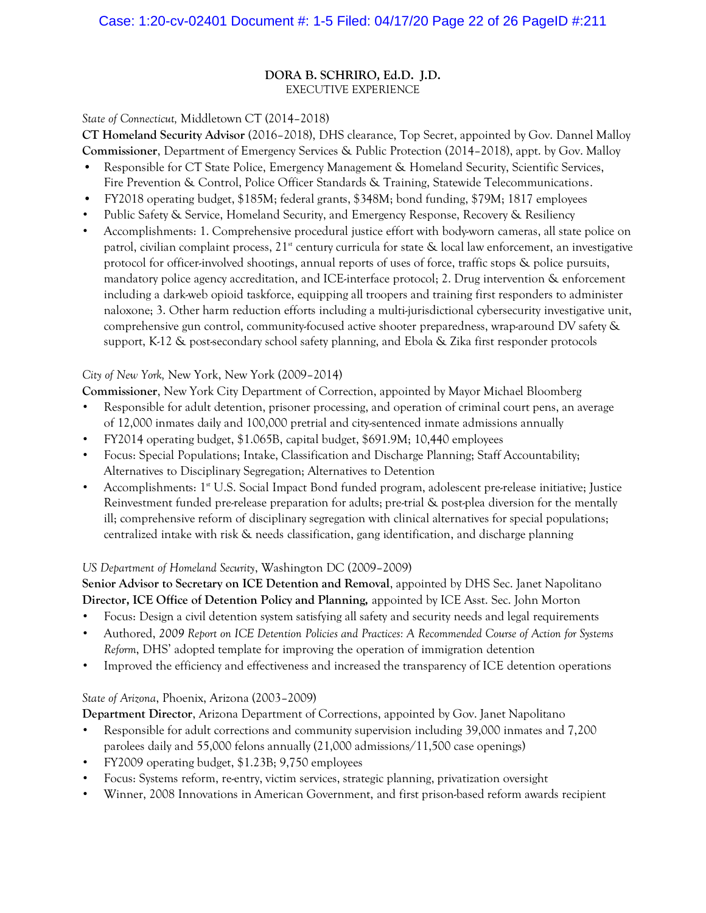**DORA B. SCHRIRO, Ed.D. J.D.**
EXECUTIVE EXPERIENCE

*State of Connecticut,* Middletown CT (2014–2018)
**CT Homeland Security Advisor** (2016–2018), DHS clearance, Top Secret, appointed by Gov. Dannel Malloy
**Commissioner**, Department of Emergency Services & Public Protection (2014–2018), appt. by Gov. Malloy

- Responsible for CT State Police, Emergency Management & Homeland Security, Scientific Services, Fire Prevention & Control, Police Officer Standards & Training, Statewide Telecommunications.
- FY2018 operating budget, $185M; federal grants, $348M; bond funding, $79M; 1817 employees
- Public Safety & Service, Homeland Security, and Emergency Response, Recovery & Resiliency
- Accomplishments: 1. Comprehensive procedural justice effort with body-worn cameras, all state police on patrol, civilian complaint process, 21st century curricula for state & local law enforcement, an investigative protocol for officer-involved shootings, annual reports of uses of force, traffic stops & police pursuits, mandatory police agency accreditation, and ICE-interface protocol; 2. Drug intervention & enforcement including a dark-web opioid taskforce, equipping all troopers and training first responders to administer naloxone; 3. Other harm reduction efforts including a multi-jurisdictional cybersecurity investigative unit, comprehensive gun control, community-focused active shooter preparedness, wrap-around DV safety & support, K-12 & post-secondary school safety planning, and Ebola & Zika first responder protocols

*City of New York,* New York, New York (2009–2014)
**Commissioner**, New York City Department of Correction, appointed by Mayor Michael Bloomberg

- Responsible for adult detention, prisoner processing, and operation of criminal court pens, an average of 12,000 inmates daily and 100,000 pretrial and city-sentenced inmate admissions annually
- FY2014 operating budget, $1.065B, capital budget, $691.9M; 10,440 employees
- Focus: Special Populations; Intake, Classification and Discharge Planning; Staff Accountability; Alternatives to Disciplinary Segregation; Alternatives to Detention
- Accomplishments: 1st U.S. Social Impact Bond funded program, adolescent pre-release initiative; Justice Reinvestment funded pre-release preparation for adults; pre-trial & post-plea diversion for the mentally ill; comprehensive reform of disciplinary segregation with clinical alternatives for special populations; centralized intake with risk & needs classification, gang identification, and discharge planning

*US Department of Homeland Security*, Washington DC (2009–2009)
**Senior Advisor to Secretary on ICE Detention and Removal**, appointed by DHS Sec. Janet Napolitano
**Director, ICE Office of Detention Policy and Planning,** appointed by ICE Asst. Sec. John Morton

- Focus: Design a civil detention system satisfying all safety and security needs and legal requirements
- Authored, *2009 Report on ICE Detention Policies and Practices: A Recommended Course of Action for Systems Reform*, DHS' adopted template for improving the operation of immigration detention
- Improved the efficiency and effectiveness and increased the transparency of ICE detention operations

*State of Arizona*, Phoenix, Arizona (2003–2009)
**Department Director**, Arizona Department of Corrections, appointed by Gov. Janet Napolitano

- Responsible for adult corrections and community supervision including 39,000 inmates and 7,200 parolees daily and 55,000 felons annually (21,000 admissions/11,500 case openings)
- FY2009 operating budget, $1.23B; 9,750 employees
- Focus: Systems reform, re-entry, victim services, strategic planning, privatization oversight
- Winner, 2008 Innovations in American Government, and first prison-based reform awards recipient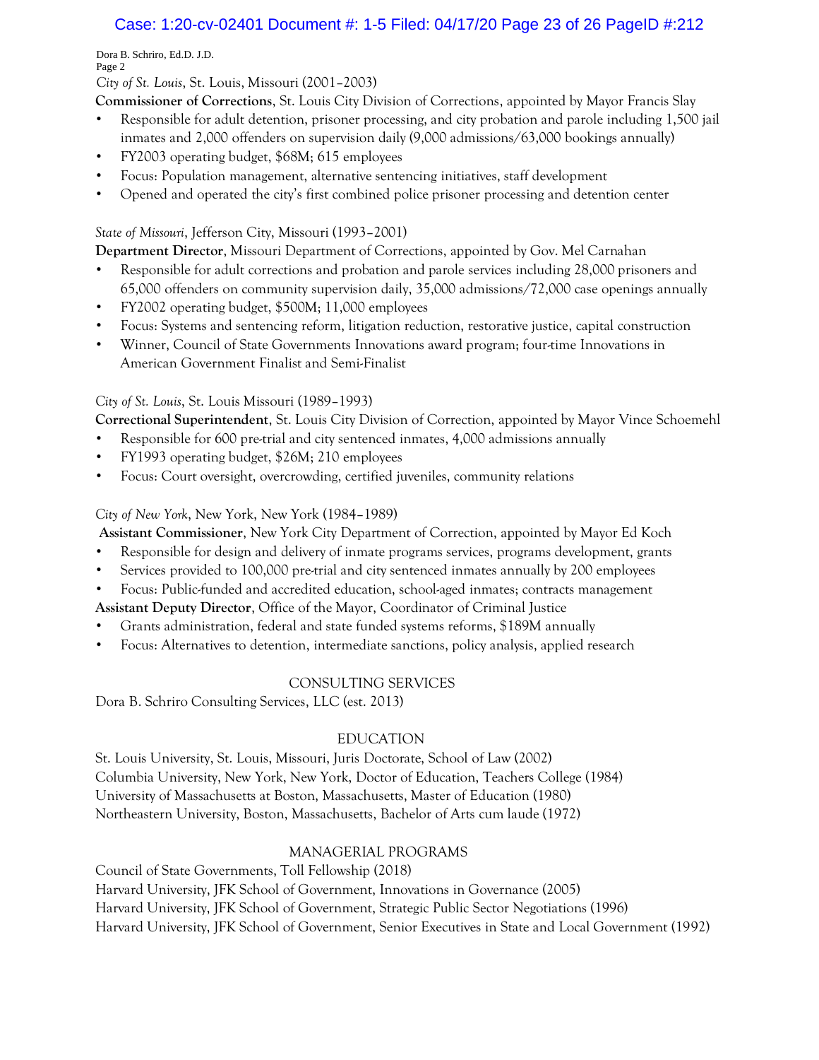*City of St. Louis*, St. Louis, Missouri (2001–2003)

**Commissioner of Corrections**, St. Louis City Division of Corrections, appointed by Mayor Francis Slay

- Responsible for adult detention, prisoner processing, and city probation and parole including 1,500 jail inmates and 2,000 offenders on supervision daily (9,000 admissions/63,000 bookings annually)
- FY2003 operating budget, $68M; 615 employees
- Focus: Population management, alternative sentencing initiatives, staff development
- Opened and operated the city's first combined police prisoner processing and detention center

*State of Missouri*, Jefferson City, Missouri (1993–2001)

**Department Director**, Missouri Department of Corrections, appointed by Gov. Mel Carnahan

- Responsible for adult corrections and probation and parole services including 28,000 prisoners and 65,000 offenders on community supervision daily, 35,000 admissions/72,000 case openings annually
- FY2002 operating budget, $500M; 11,000 employees
- Focus: Systems and sentencing reform, litigation reduction, restorative justice, capital construction
- Winner, Council of State Governments Innovations award program; four-time Innovations in American Government Finalist and Semi-Finalist

*City of St. Louis*, St. Louis Missouri (1989–1993)

**Correctional Superintendent**, St. Louis City Division of Correction, appointed by Mayor Vince Schoemehl

- Responsible for 600 pre-trial and city sentenced inmates, 4,000 admissions annually
- FY1993 operating budget, $26M; 210 employees
- Focus: Court oversight, overcrowding, certified juveniles, community relations

*City of New York*, New York, New York (1984–1989)

**Assistant Commissioner**, New York City Department of Correction, appointed by Mayor Ed Koch

- Responsible for design and delivery of inmate programs services, programs development, grants
- Services provided to 100,000 pre-trial and city sentenced inmates annually by 200 employees
- Focus: Public-funded and accredited education, school-aged inmates; contracts management

**Assistant Deputy Director**, Office of the Mayor, Coordinator of Criminal Justice

- Grants administration, federal and state funded systems reforms, $189M annually
- Focus: Alternatives to detention, intermediate sanctions, policy analysis, applied research

## CONSULTING SERVICES

Dora B. Schriro Consulting Services, LLC (est. 2013)

## EDUCATION

St. Louis University, St. Louis, Missouri, Juris Doctorate, School of Law (2002)
Columbia University, New York, New York, Doctor of Education, Teachers College (1984)
University of Massachusetts at Boston, Massachusetts, Master of Education (1980)
Northeastern University, Boston, Massachusetts, Bachelor of Arts cum laude (1972)

## MANAGERIAL PROGRAMS

Council of State Governments, Toll Fellowship (2018)
Harvard University, JFK School of Government, Innovations in Governance (2005)
Harvard University, JFK School of Government, Strategic Public Sector Negotiations (1996)
Harvard University, JFK School of Government, Senior Executives in State and Local Government (1992)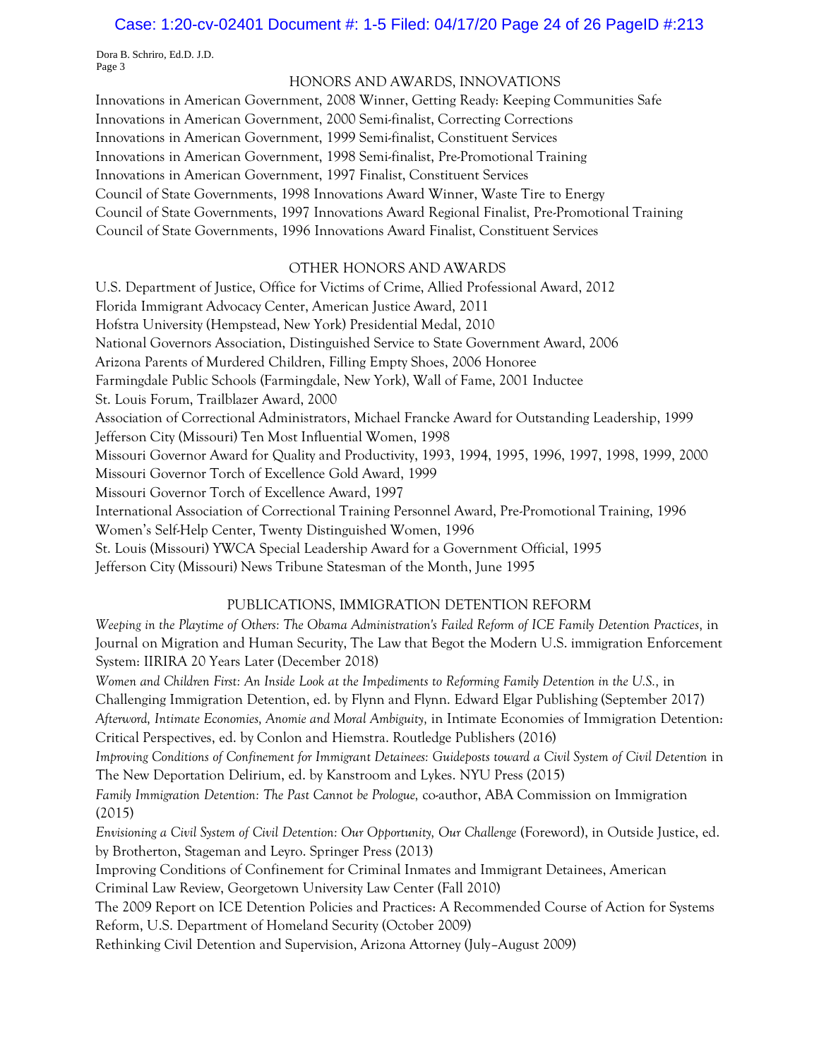## HONORS AND AWARDS, INNOVATIONS

Innovations in American Government, 2008 Winner, Getting Ready: Keeping Communities Safe
Innovations in American Government, 2000 Semi-finalist, Correcting Corrections
Innovations in American Government, 1999 Semi-finalist, Constituent Services
Innovations in American Government, 1998 Semi-finalist, Pre-Promotional Training
Innovations in American Government, 1997 Finalist, Constituent Services
Council of State Governments, 1998 Innovations Award Winner, Waste Tire to Energy
Council of State Governments, 1997 Innovations Award Regional Finalist, Pre-Promotional Training
Council of State Governments, 1996 Innovations Award Finalist, Constituent Services

## OTHER HONORS AND AWARDS

U.S. Department of Justice, Office for Victims of Crime, Allied Professional Award, 2012
Florida Immigrant Advocacy Center, American Justice Award, 2011
Hofstra University (Hempstead, New York) Presidential Medal, 2010
National Governors Association, Distinguished Service to State Government Award, 2006
Arizona Parents of Murdered Children, Filling Empty Shoes, 2006 Honoree
Farmingdale Public Schools (Farmingdale, New York), Wall of Fame, 2001 Inductee
St. Louis Forum, Trailblazer Award, 2000
Association of Correctional Administrators, Michael Francke Award for Outstanding Leadership, 1999
Jefferson City (Missouri) Ten Most Influential Women, 1998
Missouri Governor Award for Quality and Productivity, 1993, 1994, 1995, 1996, 1997, 1998, 1999, 2000
Missouri Governor Torch of Excellence Gold Award, 1999
Missouri Governor Torch of Excellence Award, 1997
International Association of Correctional Training Personnel Award, Pre-Promotional Training, 1996
Women's Self-Help Center, Twenty Distinguished Women, 1996
St. Louis (Missouri) YWCA Special Leadership Award for a Government Official, 1995
Jefferson City (Missouri) News Tribune Statesman of the Month, June 1995

## PUBLICATIONS, IMMIGRATION DETENTION REFORM

*Weeping in the Playtime of Others: The Obama Administration's Failed Reform of ICE Family Detention Practices,* in Journal on Migration and Human Security, The Law that Begot the Modern U.S. immigration Enforcement System: IIRIRA 20 Years Later (December 2018)
*Women and Children First: An Inside Look at the Impediments to Reforming Family Detention in the U.S.,* in Challenging Immigration Detention, ed. by Flynn and Flynn. Edward Elgar Publishing (September 2017)
*Afterword, Intimate Economies, Anomie and Moral Ambiguity,* in Intimate Economies of Immigration Detention: Critical Perspectives, ed. by Conlon and Hiemstra. Routledge Publishers (2016)
*Improving Conditions of Confinement for Immigrant Detainees: Guideposts toward a Civil System of Civil Detention* in The New Deportation Delirium, ed. by Kanstroom and Lykes. NYU Press (2015)
*Family Immigration Detention: The Past Cannot be Prologue,* co-author, ABA Commission on Immigration (2015)
*Envisioning a Civil System of Civil Detention: Our Opportunity, Our Challenge* (Foreword), in Outside Justice, ed. by Brotherton, Stageman and Leyro. Springer Press (2013)
Improving Conditions of Confinement for Criminal Inmates and Immigrant Detainees, American Criminal Law Review, Georgetown University Law Center (Fall 2010)
The 2009 Report on ICE Detention Policies and Practices: A Recommended Course of Action for Systems Reform, U.S. Department of Homeland Security (October 2009)
Rethinking Civil Detention and Supervision, Arizona Attorney (July–August 2009)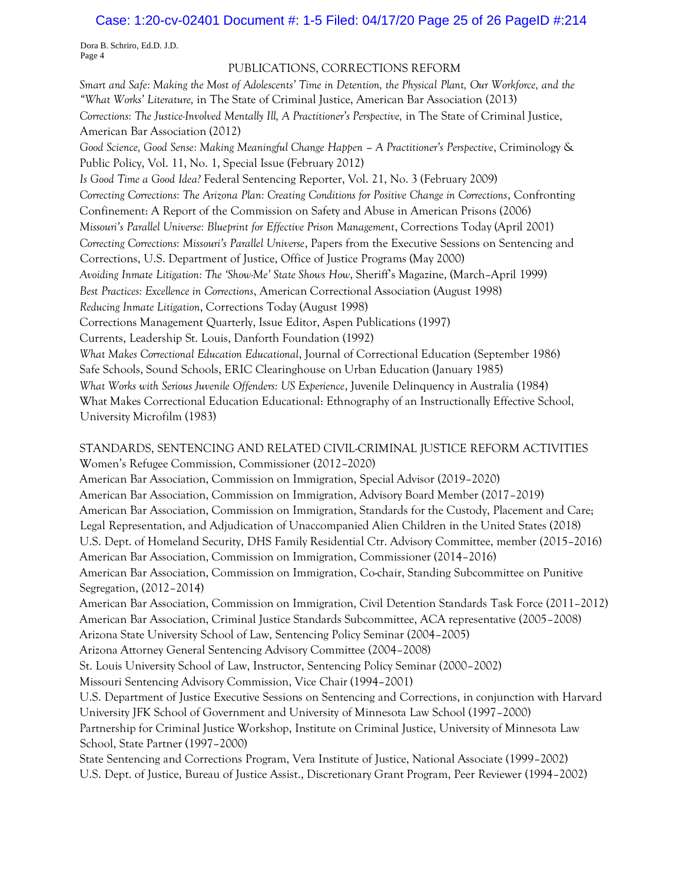## PUBLICATIONS, CORRECTIONS REFORM

*Smart and Safe: Making the Most of Adolescents' Time in Detention, the Physical Plant, Our Workforce, and the "What Works' Literature,* in The State of Criminal Justice, American Bar Association (2013)

*Corrections: The Justice-Involved Mentally Ill, A Practitioner's Perspective,* in The State of Criminal Justice, American Bar Association (2012)

*Good Science, Good Sense: Making Meaningful Change Happen – A Practitioner's Perspective*, Criminology & Public Policy, Vol. 11, No. 1, Special Issue (February 2012)

*Is Good Time a Good Idea?* Federal Sentencing Reporter, Vol. 21, No. 3 (February 2009)

*Correcting Corrections: The Arizona Plan: Creating Conditions for Positive Change in Corrections*, Confronting Confinement: A Report of the Commission on Safety and Abuse in American Prisons (2006)

*Missouri's Parallel Universe: Blueprint for Effective Prison Management*, Corrections Today (April 2001)

*Correcting Corrections: Missouri's Parallel Universe*, Papers from the Executive Sessions on Sentencing and Corrections, U.S. Department of Justice, Office of Justice Programs (May 2000)

*Avoiding Inmate Litigation: The 'Show-Me' State Shows How*, Sheriff's Magazine, (March–April 1999)

*Best Practices: Excellence in Corrections*, American Correctional Association (August 1998)

*Reducing Inmate Litigation*, Corrections Today (August 1998)

Corrections Management Quarterly, Issue Editor, Aspen Publications (1997)

Currents, Leadership St. Louis, Danforth Foundation (1992)

*What Makes Correctional Education Educational*, Journal of Correctional Education (September 1986)

Safe Schools, Sound Schools, ERIC Clearinghouse on Urban Education (January 1985)

*What Works with Serious Juvenile Offenders: US Experience*, Juvenile Delinquency in Australia (1984)

What Makes Correctional Education Educational: Ethnography of an Instructionally Effective School, University Microfilm (1983)

## STANDARDS, SENTENCING AND RELATED CIVIL-CRIMINAL JUSTICE REFORM ACTIVITIES

Women's Refugee Commission, Commissioner (2012–2020)

American Bar Association, Commission on Immigration, Special Advisor (2019–2020)

American Bar Association, Commission on Immigration, Advisory Board Member (2017–2019)

American Bar Association, Commission on Immigration, Standards for the Custody, Placement and Care; Legal Representation, and Adjudication of Unaccompanied Alien Children in the United States (2018)

U.S. Dept. of Homeland Security, DHS Family Residential Ctr. Advisory Committee, member (2015–2016)

American Bar Association, Commission on Immigration, Commissioner (2014–2016)

American Bar Association, Commission on Immigration, Co-chair, Standing Subcommittee on Punitive Segregation, (2012–2014)

American Bar Association, Commission on Immigration, Civil Detention Standards Task Force (2011–2012)

American Bar Association, Criminal Justice Standards Subcommittee, ACA representative (2005–2008)

Arizona State University School of Law, Sentencing Policy Seminar (2004–2005)

Arizona Attorney General Sentencing Advisory Committee (2004–2008)

St. Louis University School of Law, Instructor, Sentencing Policy Seminar (2000–2002)

Missouri Sentencing Advisory Commission, Vice Chair (1994–2001)

U.S. Department of Justice Executive Sessions on Sentencing and Corrections, in conjunction with Harvard University JFK School of Government and University of Minnesota Law School (1997–2000)

Partnership for Criminal Justice Workshop, Institute on Criminal Justice, University of Minnesota Law School, State Partner (1997–2000)

State Sentencing and Corrections Program, Vera Institute of Justice, National Associate (1999–2002)

U.S. Dept. of Justice, Bureau of Justice Assist., Discretionary Grant Program, Peer Reviewer (1994–2002)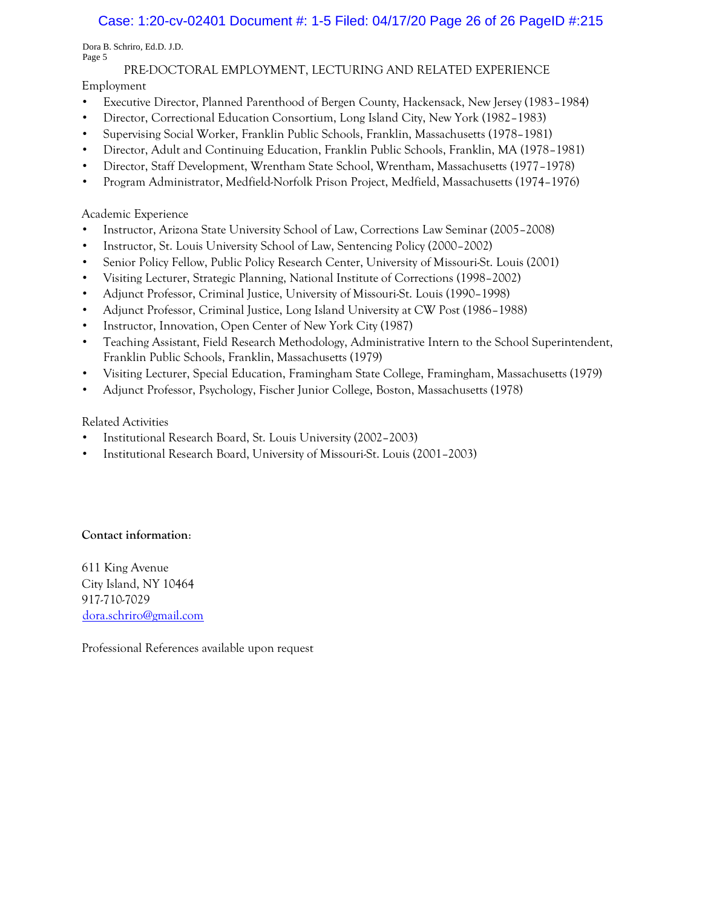## PRE-DOCTORAL EMPLOYMENT, LECTURING AND RELATED EXPERIENCE

Employment

- Executive Director, Planned Parenthood of Bergen County, Hackensack, New Jersey (1983–1984)
- Director, Correctional Education Consortium, Long Island City, New York (1982–1983)
- Supervising Social Worker, Franklin Public Schools, Franklin, Massachusetts (1978–1981)
- Director, Adult and Continuing Education, Franklin Public Schools, Franklin, MA (1978–1981)
- Director, Staff Development, Wrentham State School, Wrentham, Massachusetts (1977–1978)
- Program Administrator, Medfield-Norfolk Prison Project, Medfield, Massachusetts (1974–1976)

Academic Experience

- Instructor, Arizona State University School of Law, Corrections Law Seminar (2005–2008)
- Instructor, St. Louis University School of Law, Sentencing Policy (2000–2002)
- Senior Policy Fellow, Public Policy Research Center, University of Missouri-St. Louis (2001)
- Visiting Lecturer, Strategic Planning, National Institute of Corrections (1998–2002)
- Adjunct Professor, Criminal Justice, University of Missouri-St. Louis (1990–1998)
- Adjunct Professor, Criminal Justice, Long Island University at CW Post (1986–1988)
- Instructor, Innovation, Open Center of New York City (1987)
- Teaching Assistant, Field Research Methodology, Administrative Intern to the School Superintendent, Franklin Public Schools, Franklin, Massachusetts (1979)
- Visiting Lecturer, Special Education, Framingham State College, Framingham, Massachusetts (1979)
- Adjunct Professor, Psychology, Fischer Junior College, Boston, Massachusetts (1978)

Related Activities

- Institutional Research Board, St. Louis University (2002–2003)
- Institutional Research Board, University of Missouri-St. Louis (2001–2003)

**Contact information**:

611 King Avenue
City Island, NY 10464
917-710-7029
dora.schriro@gmail.com

Professional References available upon request